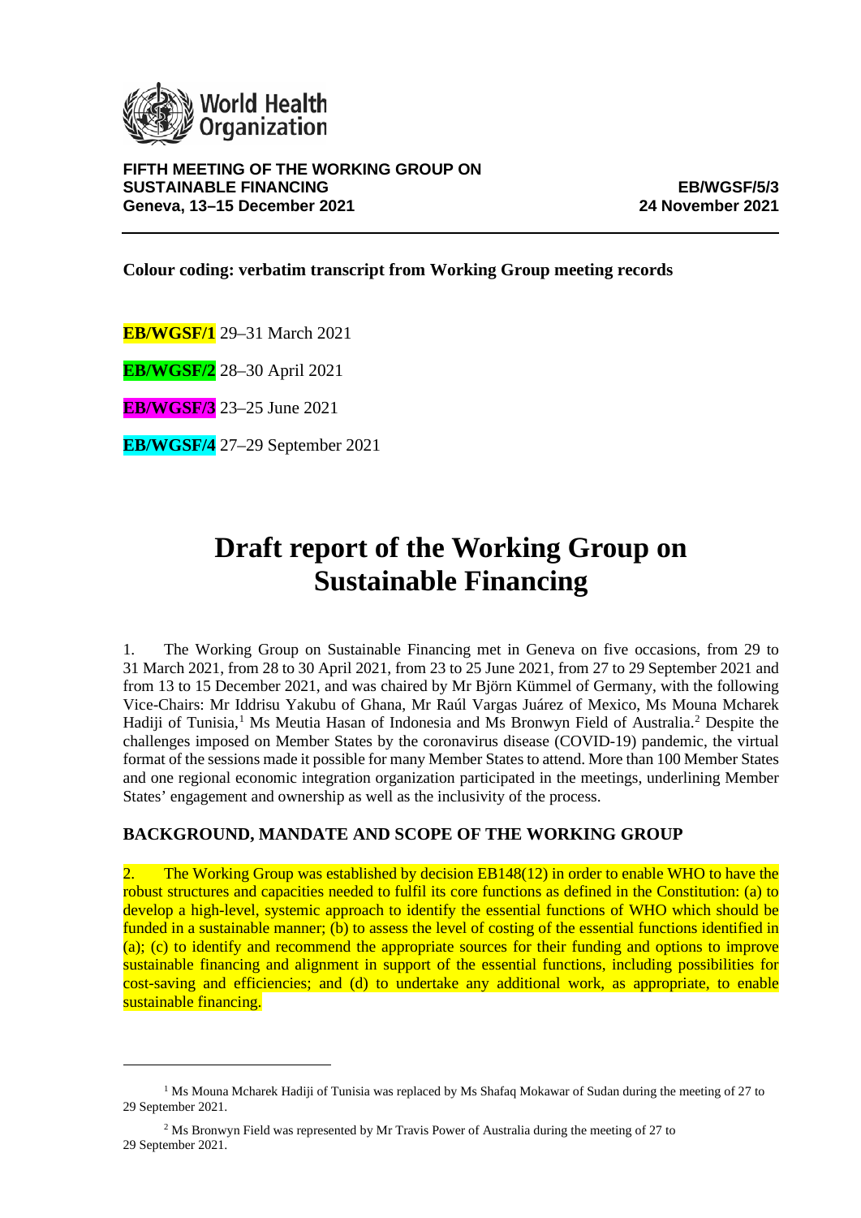FIFTH MEETING OF THE WORKING GROUP ON SUSTAINABLE FINANCING
Geneva, 13–15 December 2021

EB/WGSF/5/3
24 November 2021

**Colour coding: verbatim transcript from Working Group meeting records**

**EB/WGSF/1** 29–31 March 2021

**EB/WGSF/2** 28–30 April 2021

**EB/WGSF/3** 23–25 June 2021

**EB/WGSF/4** 27–29 September 2021

# Draft report of the Working Group on Sustainable Financing

1. The Working Group on Sustainable Financing met in Geneva on five occasions, from 29 to 31 March 2021, from 28 to 30 April 2021, from 23 to 25 June 2021, from 27 to 29 September 2021 and from 13 to 15 December 2021, and was chaired by Mr Björn Kümmel of Germany, with the following Vice-Chairs: Mr Iddrisu Yakubu of Ghana, Mr Raúl Vargas Juárez of Mexico, Ms Mouna Mcharek Hadiji of Tunisia,[1] Ms Meutia Hasan of Indonesia and Ms Bronwyn Field of Australia.[2] Despite the challenges imposed on Member States by the coronavirus disease (COVID-19) pandemic, the virtual format of the sessions made it possible for many Member States to attend. More than 100 Member States and one regional economic integration organization participated in the meetings, underlining Member States' engagement and ownership as well as the inclusivity of the process.

## BACKGROUND, MANDATE AND SCOPE OF THE WORKING GROUP

2. The Working Group was established by decision EB148(12) in order to enable WHO to have the robust structures and capacities needed to fulfil its core functions as defined in the Constitution: (a) to develop a high-level, systemic approach to identify the essential functions of WHO which should be funded in a sustainable manner; (b) to assess the level of costing of the essential functions identified in (a); (c) to identify and recommend the appropriate sources for their funding and options to improve sustainable financing and alignment in support of the essential functions, including possibilities for cost-saving and efficiencies; and (d) to undertake any additional work, as appropriate, to enable sustainable financing.

---

[1] Ms Mouna Mcharek Hadiji of Tunisia was replaced by Ms Shafaq Mokawar of Sudan during the meeting of 27 to 29 September 2021.

[2] Ms Bronwyn Field was represented by Mr Travis Power of Australia during the meeting of 27 to 29 September 2021.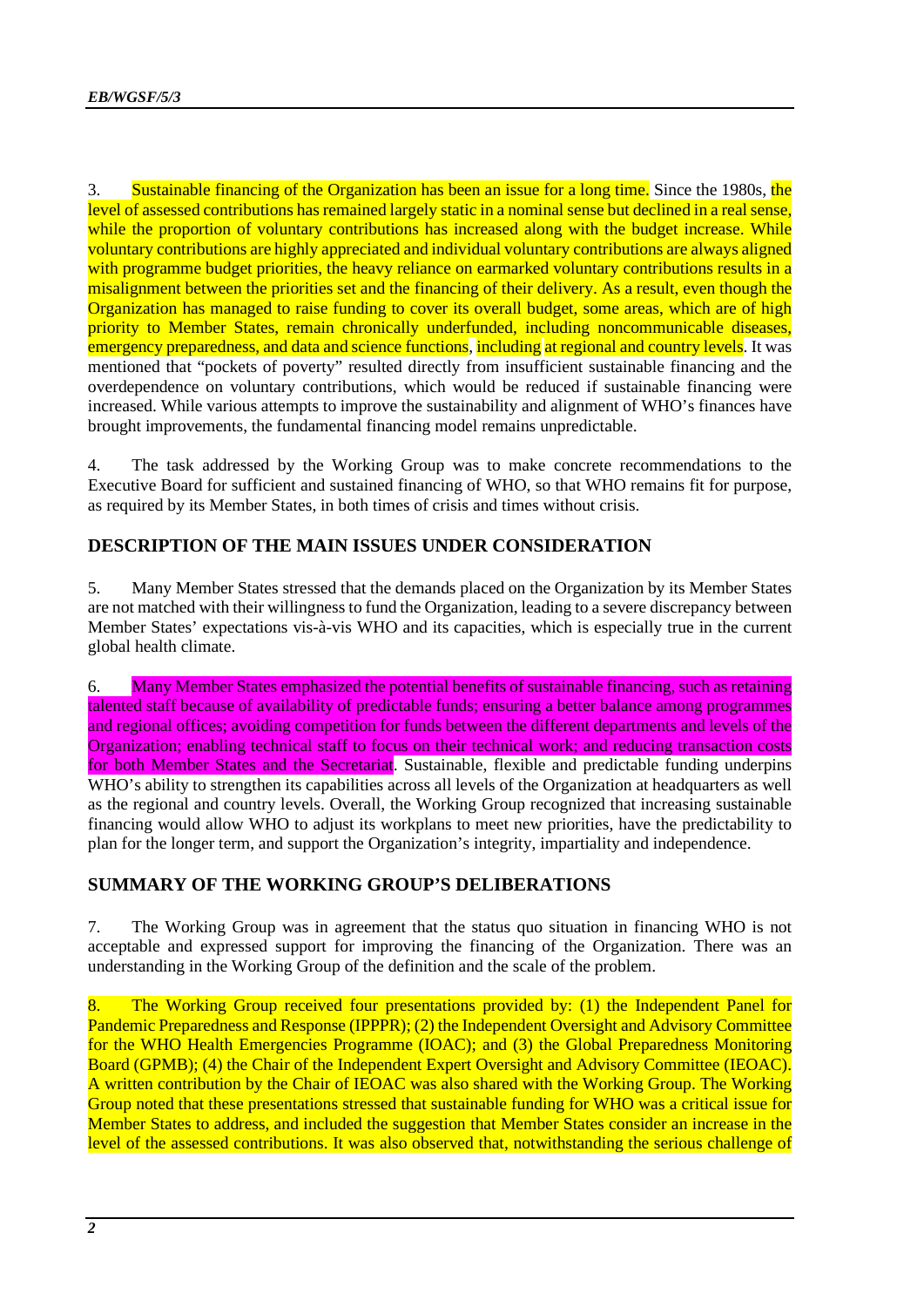3. Sustainable financing of the Organization has been an issue for a long time. Since the 1980s, the level of assessed contributions has remained largely static in a nominal sense but declined in a real sense, while the proportion of voluntary contributions has increased along with the budget increase. While voluntary contributions are highly appreciated and individual voluntary contributions are always aligned with programme budget priorities, the heavy reliance on earmarked voluntary contributions results in a misalignment between the priorities set and the financing of their delivery. As a result, even though the Organization has managed to raise funding to cover its overall budget, some areas, which are of high priority to Member States, remain chronically underfunded, including noncommunicable diseases, emergency preparedness, and data and science functions, including at regional and country levels. It was mentioned that "pockets of poverty" resulted directly from insufficient sustainable financing and the overdependence on voluntary contributions, which would be reduced if sustainable financing were increased. While various attempts to improve the sustainability and alignment of WHO's finances have brought improvements, the fundamental financing model remains unpredictable.

4. The task addressed by the Working Group was to make concrete recommendations to the Executive Board for sufficient and sustained financing of WHO, so that WHO remains fit for purpose, as required by its Member States, in both times of crisis and times without crisis.

## DESCRIPTION OF THE MAIN ISSUES UNDER CONSIDERATION

5. Many Member States stressed that the demands placed on the Organization by its Member States are not matched with their willingness to fund the Organization, leading to a severe discrepancy between Member States' expectations vis-à-vis WHO and its capacities, which is especially true in the current global health climate.

6. Many Member States emphasized the potential benefits of sustainable financing, such as retaining talented staff because of availability of predictable funds; ensuring a better balance among programmes and regional offices; avoiding competition for funds between the different departments and levels of the Organization; enabling technical staff to focus on their technical work; and reducing transaction costs for both Member States and the Secretariat. Sustainable, flexible and predictable funding underpins WHO's ability to strengthen its capabilities across all levels of the Organization at headquarters as well as the regional and country levels. Overall, the Working Group recognized that increasing sustainable financing would allow WHO to adjust its workplans to meet new priorities, have the predictability to plan for the longer term, and support the Organization's integrity, impartiality and independence.

## SUMMARY OF THE WORKING GROUP'S DELIBERATIONS

7. The Working Group was in agreement that the status quo situation in financing WHO is not acceptable and expressed support for improving the financing of the Organization. There was an understanding in the Working Group of the definition and the scale of the problem.

8. The Working Group received four presentations provided by: (1) the Independent Panel for Pandemic Preparedness and Response (IPPPR); (2) the Independent Oversight and Advisory Committee for the WHO Health Emergencies Programme (IOAC); and (3) the Global Preparedness Monitoring Board (GPMB); (4) the Chair of the Independent Expert Oversight and Advisory Committee (IEOAC). A written contribution by the Chair of IEOAC was also shared with the Working Group. The Working Group noted that these presentations stressed that sustainable funding for WHO was a critical issue for Member States to address, and included the suggestion that Member States consider an increase in the level of the assessed contributions. It was also observed that, notwithstanding the serious challenge of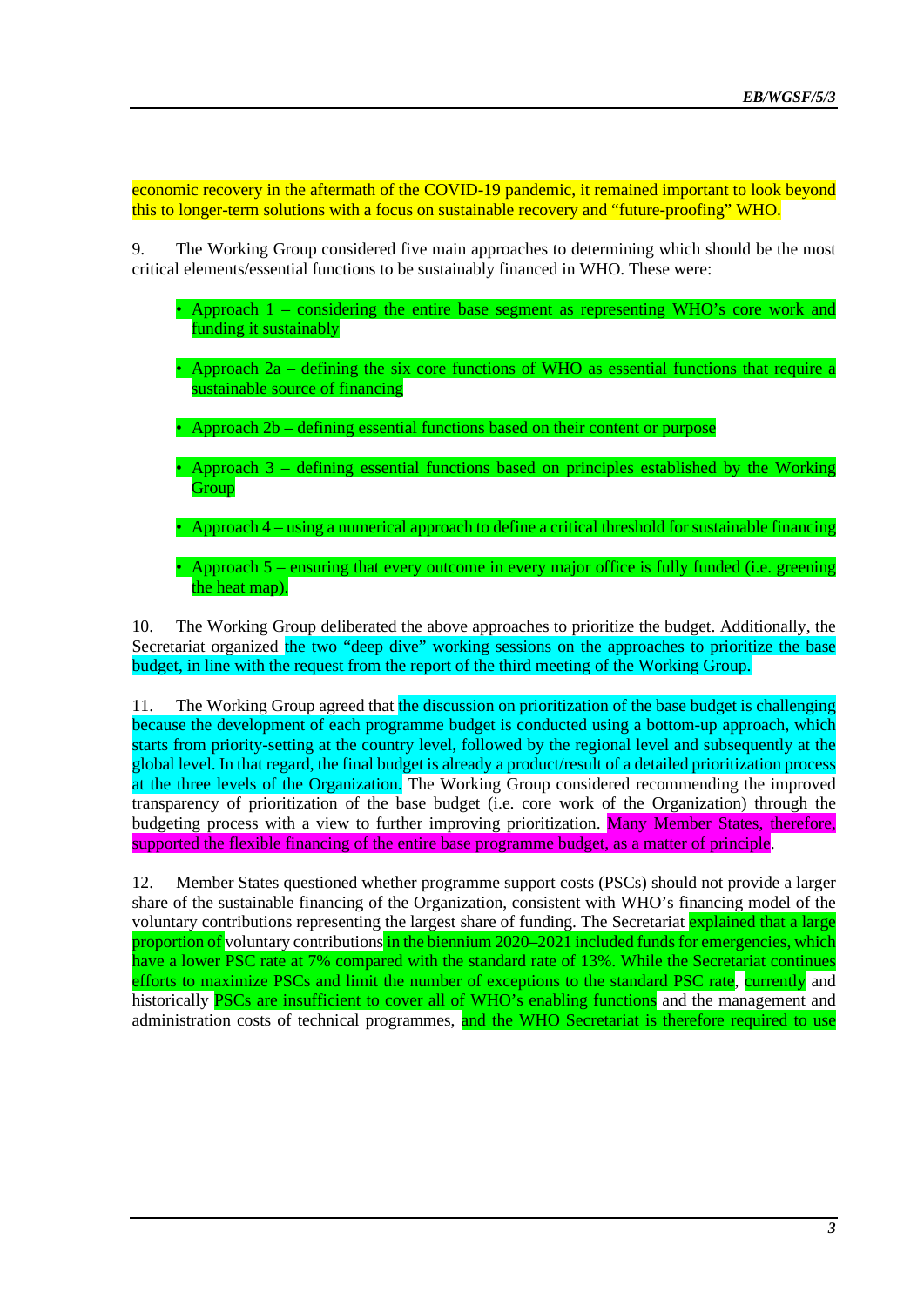economic recovery in the aftermath of the COVID-19 pandemic, it remained important to look beyond this to longer-term solutions with a focus on sustainable recovery and "future-proofing" WHO.

9. The Working Group considered five main approaches to determining which should be the most critical elements/essential functions to be sustainably financed in WHO. These were:

- Approach 1 – considering the entire base segment as representing WHO's core work and funding it sustainably
- Approach 2a – defining the six core functions of WHO as essential functions that require a sustainable source of financing
- Approach 2b – defining essential functions based on their content or purpose
- Approach 3 – defining essential functions based on principles established by the Working Group
- Approach 4 – using a numerical approach to define a critical threshold for sustainable financing
- Approach 5 – ensuring that every outcome in every major office is fully funded (i.e. greening the heat map).

10. The Working Group deliberated the above approaches to prioritize the budget. Additionally, the Secretariat organized the two "deep dive" working sessions on the approaches to prioritize the base budget, in line with the request from the report of the third meeting of the Working Group.

11. The Working Group agreed that the discussion on prioritization of the base budget is challenging because the development of each programme budget is conducted using a bottom-up approach, which starts from priority-setting at the country level, followed by the regional level and subsequently at the global level. In that regard, the final budget is already a product/result of a detailed prioritization process at the three levels of the Organization. The Working Group considered recommending the improved transparency of prioritization of the base budget (i.e. core work of the Organization) through the budgeting process with a view to further improving prioritization. Many Member States, therefore, supported the flexible financing of the entire base programme budget, as a matter of principle.

12. Member States questioned whether programme support costs (PSCs) should not provide a larger share of the sustainable financing of the Organization, consistent with WHO's financing model of the voluntary contributions representing the largest share of funding. The Secretariat explained that a large proportion of voluntary contributions in the biennium 2020–2021 included funds for emergencies, which have a lower PSC rate at 7% compared with the standard rate of 13%. While the Secretariat continues efforts to maximize PSCs and limit the number of exceptions to the standard PSC rate, currently and historically PSCs are insufficient to cover all of WHO's enabling functions and the management and administration costs of technical programmes, and the WHO Secretariat is therefore required to use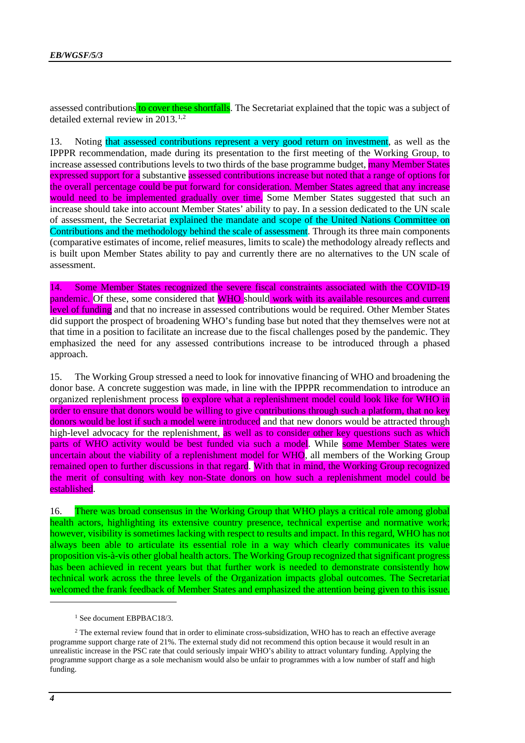assessed contributions to cover these shortfalls. The Secretariat explained that the topic was a subject of detailed external review in 2013.[1,2]

13. Noting that assessed contributions represent a very good return on investment, as well as the IPPPR recommendation, made during its presentation to the first meeting of the Working Group, to increase assessed contributions levels to two thirds of the base programme budget, many Member States expressed support for a substantive assessed contributions increase but noted that a range of options for the overall percentage could be put forward for consideration. Member States agreed that any increase would need to be implemented gradually over time. Some Member States suggested that such an increase should take into account Member States' ability to pay. In a session dedicated to the UN scale of assessment, the Secretariat explained the mandate and scope of the United Nations Committee on Contributions and the methodology behind the scale of assessment. Through its three main components (comparative estimates of income, relief measures, limits to scale) the methodology already reflects and is built upon Member States ability to pay and currently there are no alternatives to the UN scale of assessment.

14. Some Member States recognized the severe fiscal constraints associated with the COVID-19 pandemic. Of these, some considered that WHO should work with its available resources and current level of funding and that no increase in assessed contributions would be required. Other Member States did support the prospect of broadening WHO's funding base but noted that they themselves were not at that time in a position to facilitate an increase due to the fiscal challenges posed by the pandemic. They emphasized the need for any assessed contributions increase to be introduced through a phased approach.

15. The Working Group stressed a need to look for innovative financing of WHO and broadening the donor base. A concrete suggestion was made, in line with the IPPPR recommendation to introduce an organized replenishment process to explore what a replenishment model could look like for WHO in order to ensure that donors would be willing to give contributions through such a platform, that no key donors would be lost if such a model were introduced and that new donors would be attracted through high-level advocacy for the replenishment, as well as to consider other key questions such as which parts of WHO activity would be best funded via such a model. While some Member States were uncertain about the viability of a replenishment model for WHO, all members of the Working Group remained open to further discussions in that regard. With that in mind, the Working Group recognized the merit of consulting with key non-State donors on how such a replenishment model could be established.

16. There was broad consensus in the Working Group that WHO plays a critical role among global health actors, highlighting its extensive country presence, technical expertise and normative work; however, visibility is sometimes lacking with respect to results and impact. In this regard, WHO has not always been able to articulate its essential role in a way which clearly communicates its value proposition vis-à-vis other global health actors. The Working Group recognized that significant progress has been achieved in recent years but that further work is needed to demonstrate consistently how technical work across the three levels of the Organization impacts global outcomes. The Secretariat welcomed the frank feedback of Member States and emphasized the attention being given to this issue.

---

[1] See document EBPBAC18/3.

[2] The external review found that in order to eliminate cross-subsidization, WHO has to reach an effective average programme support charge rate of 21%. The external study did not recommend this option because it would result in an unrealistic increase in the PSC rate that could seriously impair WHO's ability to attract voluntary funding. Applying the programme support charge as a sole mechanism would also be unfair to programmes with a low number of staff and high funding.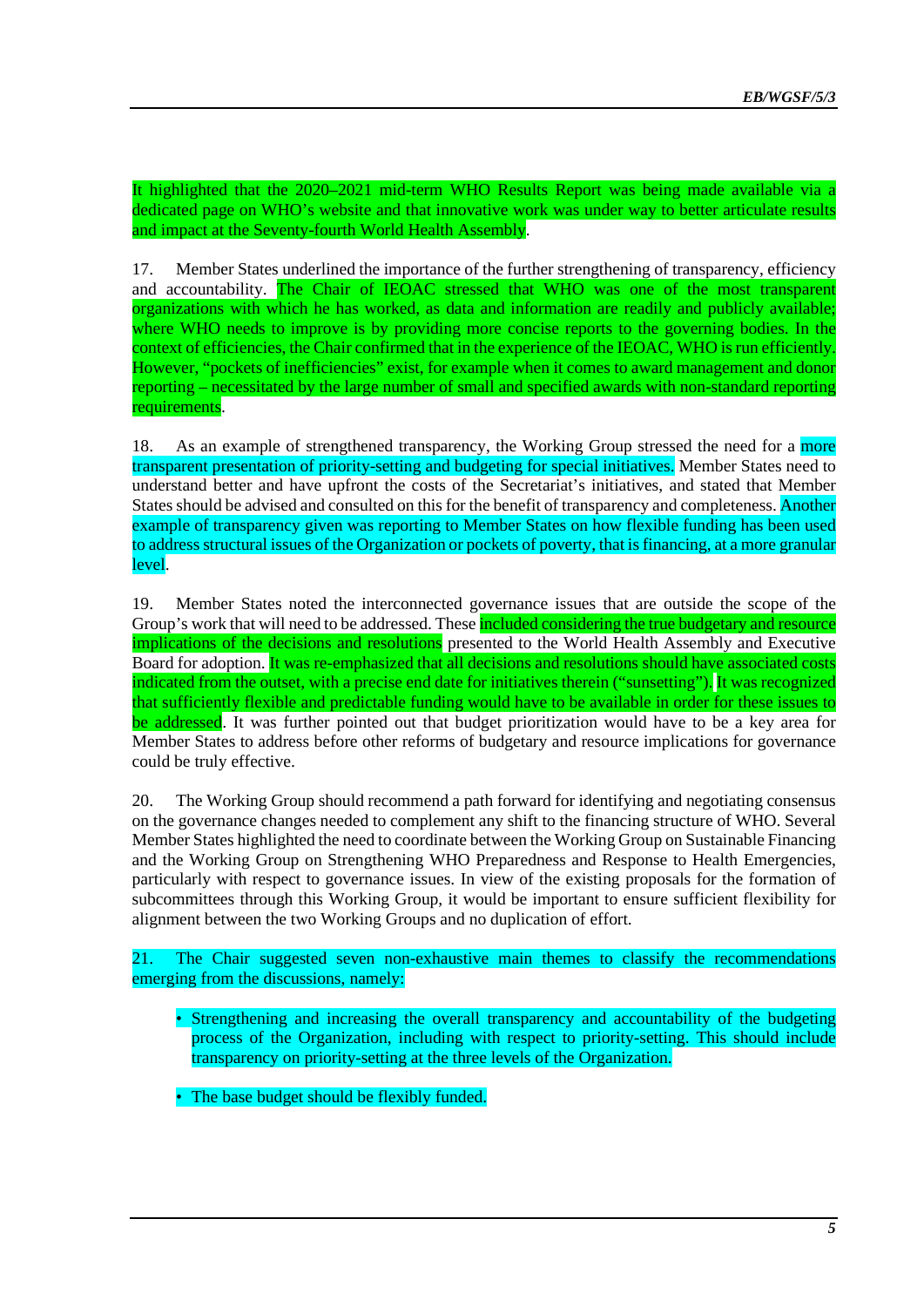It highlighted that the 2020–2021 mid-term WHO Results Report was being made available via a dedicated page on WHO's website and that innovative work was under way to better articulate results and impact at the Seventy-fourth World Health Assembly.

17. Member States underlined the importance of the further strengthening of transparency, efficiency and accountability. The Chair of IEOAC stressed that WHO was one of the most transparent organizations with which he has worked, as data and information are readily and publicly available; where WHO needs to improve is by providing more concise reports to the governing bodies. In the context of efficiencies, the Chair confirmed that in the experience of the IEOAC, WHO is run efficiently. However, "pockets of inefficiencies" exist, for example when it comes to award management and donor reporting – necessitated by the large number of small and specified awards with non-standard reporting requirements.

18. As an example of strengthened transparency, the Working Group stressed the need for a more transparent presentation of priority-setting and budgeting for special initiatives. Member States need to understand better and have upfront the costs of the Secretariat's initiatives, and stated that Member States should be advised and consulted on this for the benefit of transparency and completeness. Another example of transparency given was reporting to Member States on how flexible funding has been used to address structural issues of the Organization or pockets of poverty, that is financing, at a more granular level.

19. Member States noted the interconnected governance issues that are outside the scope of the Group's work that will need to be addressed. These included considering the true budgetary and resource implications of the decisions and resolutions presented to the World Health Assembly and Executive Board for adoption. It was re-emphasized that all decisions and resolutions should have associated costs indicated from the outset, with a precise end date for initiatives therein ("sunsetting"). It was recognized that sufficiently flexible and predictable funding would have to be available in order for these issues to be addressed. It was further pointed out that budget prioritization would have to be a key area for Member States to address before other reforms of budgetary and resource implications for governance could be truly effective.

20. The Working Group should recommend a path forward for identifying and negotiating consensus on the governance changes needed to complement any shift to the financing structure of WHO. Several Member States highlighted the need to coordinate between the Working Group on Sustainable Financing and the Working Group on Strengthening WHO Preparedness and Response to Health Emergencies, particularly with respect to governance issues. In view of the existing proposals for the formation of subcommittees through this Working Group, it would be important to ensure sufficient flexibility for alignment between the two Working Groups and no duplication of effort.

21. The Chair suggested seven non-exhaustive main themes to classify the recommendations emerging from the discussions, namely:

- Strengthening and increasing the overall transparency and accountability of the budgeting process of the Organization, including with respect to priority-setting. This should include transparency on priority-setting at the three levels of the Organization.

- The base budget should be flexibly funded.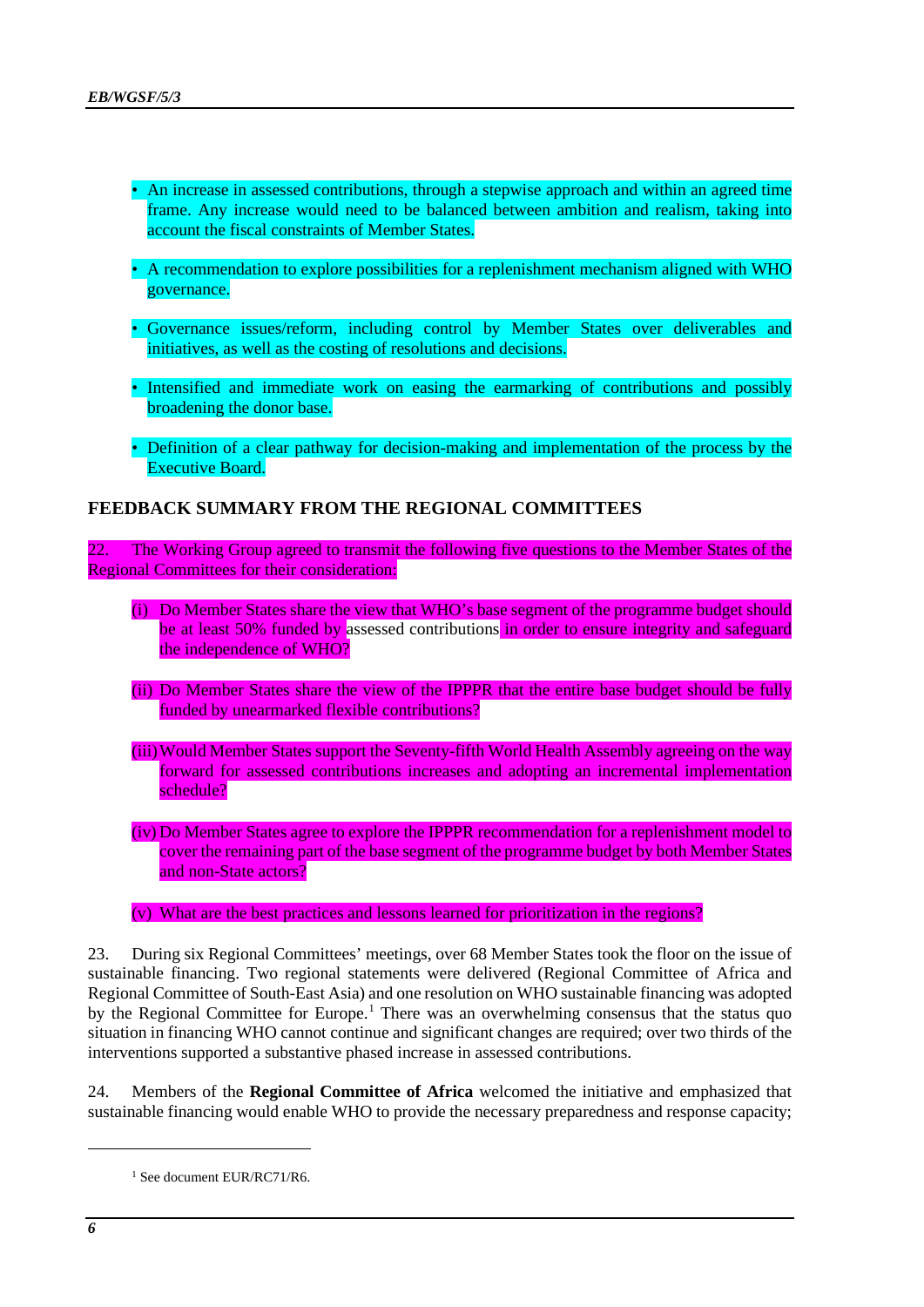- An increase in assessed contributions, through a stepwise approach and within an agreed time frame. Any increase would need to be balanced between ambition and realism, taking into account the fiscal constraints of Member States.

- A recommendation to explore possibilities for a replenishment mechanism aligned with WHO governance.

- Governance issues/reform, including control by Member States over deliverables and initiatives, as well as the costing of resolutions and decisions.

- Intensified and immediate work on easing the earmarking of contributions and possibly broadening the donor base.

- Definition of a clear pathway for decision-making and implementation of the process by the Executive Board.

## FEEDBACK SUMMARY FROM THE REGIONAL COMMITTEES

22. The Working Group agreed to transmit the following five questions to the Member States of the Regional Committees for their consideration:

(i) Do Member States share the view that WHO's base segment of the programme budget should be at least 50% funded by assessed contributions in order to ensure integrity and safeguard the independence of WHO?

(ii) Do Member States share the view of the IPPPR that the entire base budget should be fully funded by unearmarked flexible contributions?

(iii) Would Member States support the Seventy-fifth World Health Assembly agreeing on the way forward for assessed contributions increases and adopting an incremental implementation schedule?

(iv) Do Member States agree to explore the IPPPR recommendation for a replenishment model to cover the remaining part of the base segment of the programme budget by both Member States and non-State actors?

(v) What are the best practices and lessons learned for prioritization in the regions?

23. During six Regional Committees' meetings, over 68 Member States took the floor on the issue of sustainable financing. Two regional statements were delivered (Regional Committee of Africa and Regional Committee of South-East Asia) and one resolution on WHO sustainable financing was adopted by the Regional Committee for Europe.[1] There was an overwhelming consensus that the status quo situation in financing WHO cannot continue and significant changes are required; over two thirds of the interventions supported a substantive phased increase in assessed contributions.

24. Members of the **Regional Committee of Africa** welcomed the initiative and emphasized that sustainable financing would enable WHO to provide the necessary preparedness and response capacity;

[1] See document EUR/RC71/R6.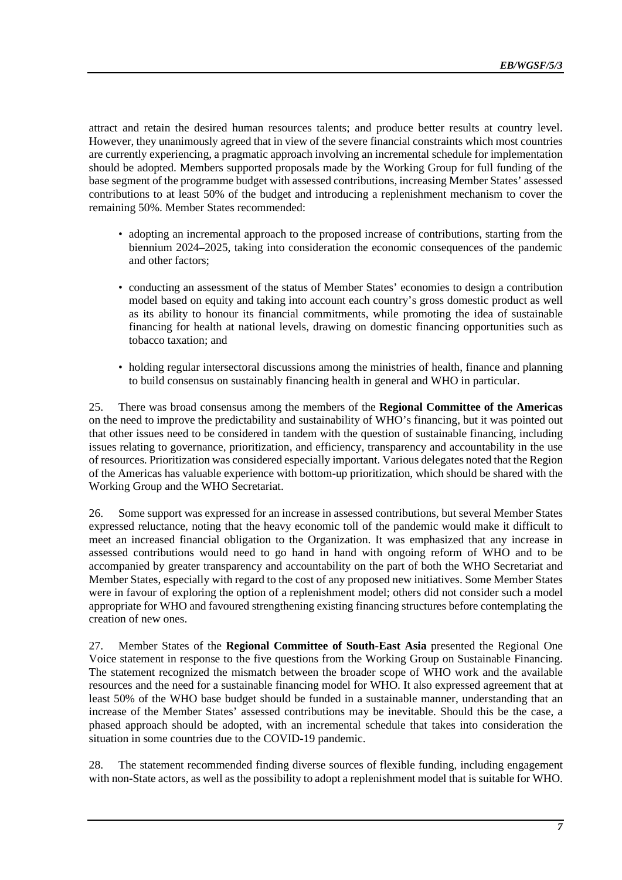attract and retain the desired human resources talents; and produce better results at country level. However, they unanimously agreed that in view of the severe financial constraints which most countries are currently experiencing, a pragmatic approach involving an incremental schedule for implementation should be adopted. Members supported proposals made by the Working Group for full funding of the base segment of the programme budget with assessed contributions, increasing Member States' assessed contributions to at least 50% of the budget and introducing a replenishment mechanism to cover the remaining 50%. Member States recommended:

- adopting an incremental approach to the proposed increase of contributions, starting from the biennium 2024–2025, taking into consideration the economic consequences of the pandemic and other factors;
- conducting an assessment of the status of Member States' economies to design a contribution model based on equity and taking into account each country's gross domestic product as well as its ability to honour its financial commitments, while promoting the idea of sustainable financing for health at national levels, drawing on domestic financing opportunities such as tobacco taxation; and
- holding regular intersectoral discussions among the ministries of health, finance and planning to build consensus on sustainably financing health in general and WHO in particular.

25. There was broad consensus among the members of the **Regional Committee of the Americas** on the need to improve the predictability and sustainability of WHO's financing, but it was pointed out that other issues need to be considered in tandem with the question of sustainable financing, including issues relating to governance, prioritization, and efficiency, transparency and accountability in the use of resources. Prioritization was considered especially important. Various delegates noted that the Region of the Americas has valuable experience with bottom-up prioritization, which should be shared with the Working Group and the WHO Secretariat.

26. Some support was expressed for an increase in assessed contributions, but several Member States expressed reluctance, noting that the heavy economic toll of the pandemic would make it difficult to meet an increased financial obligation to the Organization. It was emphasized that any increase in assessed contributions would need to go hand in hand with ongoing reform of WHO and to be accompanied by greater transparency and accountability on the part of both the WHO Secretariat and Member States, especially with regard to the cost of any proposed new initiatives. Some Member States were in favour of exploring the option of a replenishment model; others did not consider such a model appropriate for WHO and favoured strengthening existing financing structures before contemplating the creation of new ones.

27. Member States of the **Regional Committee of South-East Asia** presented the Regional One Voice statement in response to the five questions from the Working Group on Sustainable Financing. The statement recognized the mismatch between the broader scope of WHO work and the available resources and the need for a sustainable financing model for WHO. It also expressed agreement that at least 50% of the WHO base budget should be funded in a sustainable manner, understanding that an increase of the Member States' assessed contributions may be inevitable. Should this be the case, a phased approach should be adopted, with an incremental schedule that takes into consideration the situation in some countries due to the COVID-19 pandemic.

28. The statement recommended finding diverse sources of flexible funding, including engagement with non-State actors, as well as the possibility to adopt a replenishment model that is suitable for WHO.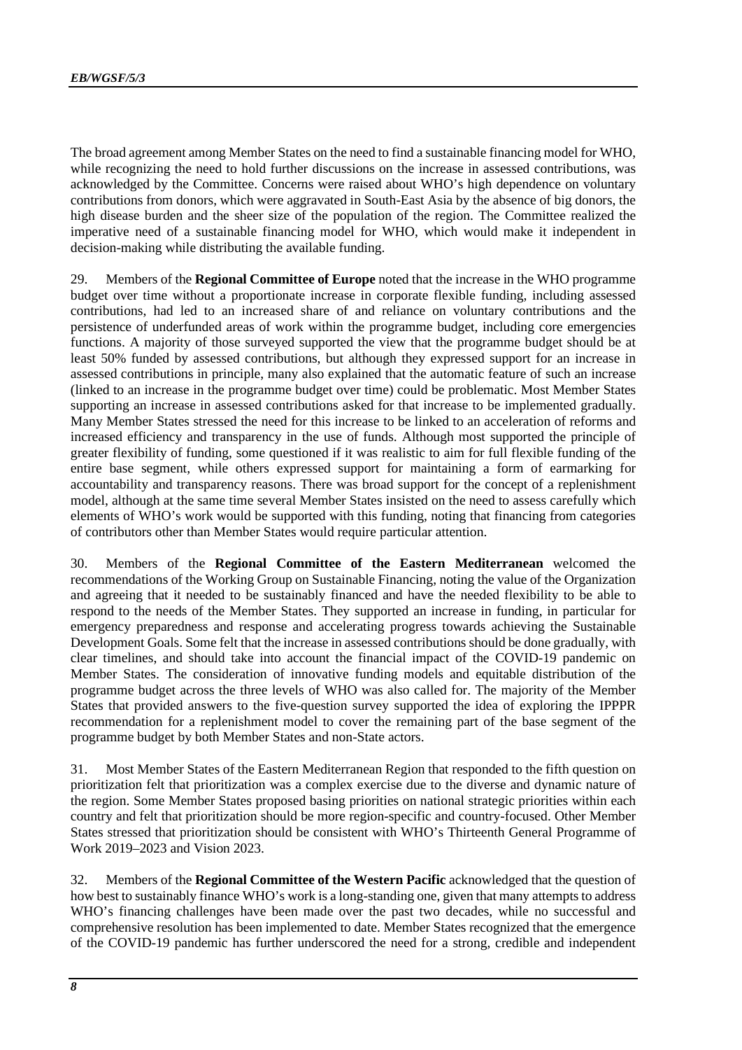The broad agreement among Member States on the need to find a sustainable financing model for WHO, while recognizing the need to hold further discussions on the increase in assessed contributions, was acknowledged by the Committee. Concerns were raised about WHO's high dependence on voluntary contributions from donors, which were aggravated in South-East Asia by the absence of big donors, the high disease burden and the sheer size of the population of the region. The Committee realized the imperative need of a sustainable financing model for WHO, which would make it independent in decision-making while distributing the available funding.

29. Members of the **Regional Committee of Europe** noted that the increase in the WHO programme budget over time without a proportionate increase in corporate flexible funding, including assessed contributions, had led to an increased share of and reliance on voluntary contributions and the persistence of underfunded areas of work within the programme budget, including core emergencies functions. A majority of those surveyed supported the view that the programme budget should be at least 50% funded by assessed contributions, but although they expressed support for an increase in assessed contributions in principle, many also explained that the automatic feature of such an increase (linked to an increase in the programme budget over time) could be problematic. Most Member States supporting an increase in assessed contributions asked for that increase to be implemented gradually. Many Member States stressed the need for this increase to be linked to an acceleration of reforms and increased efficiency and transparency in the use of funds. Although most supported the principle of greater flexibility of funding, some questioned if it was realistic to aim for full flexible funding of the entire base segment, while others expressed support for maintaining a form of earmarking for accountability and transparency reasons. There was broad support for the concept of a replenishment model, although at the same time several Member States insisted on the need to assess carefully which elements of WHO's work would be supported with this funding, noting that financing from categories of contributors other than Member States would require particular attention.

30. Members of the **Regional Committee of the Eastern Mediterranean** welcomed the recommendations of the Working Group on Sustainable Financing, noting the value of the Organization and agreeing that it needed to be sustainably financed and have the needed flexibility to be able to respond to the needs of the Member States. They supported an increase in funding, in particular for emergency preparedness and response and accelerating progress towards achieving the Sustainable Development Goals. Some felt that the increase in assessed contributions should be done gradually, with clear timelines, and should take into account the financial impact of the COVID-19 pandemic on Member States. The consideration of innovative funding models and equitable distribution of the programme budget across the three levels of WHO was also called for. The majority of the Member States that provided answers to the five-question survey supported the idea of exploring the IPPPR recommendation for a replenishment model to cover the remaining part of the base segment of the programme budget by both Member States and non-State actors.

31. Most Member States of the Eastern Mediterranean Region that responded to the fifth question on prioritization felt that prioritization was a complex exercise due to the diverse and dynamic nature of the region. Some Member States proposed basing priorities on national strategic priorities within each country and felt that prioritization should be more region-specific and country-focused. Other Member States stressed that prioritization should be consistent with WHO's Thirteenth General Programme of Work 2019–2023 and Vision 2023.

32. Members of the **Regional Committee of the Western Pacific** acknowledged that the question of how best to sustainably finance WHO's work is a long-standing one, given that many attempts to address WHO's financing challenges have been made over the past two decades, while no successful and comprehensive resolution has been implemented to date. Member States recognized that the emergence of the COVID-19 pandemic has further underscored the need for a strong, credible and independent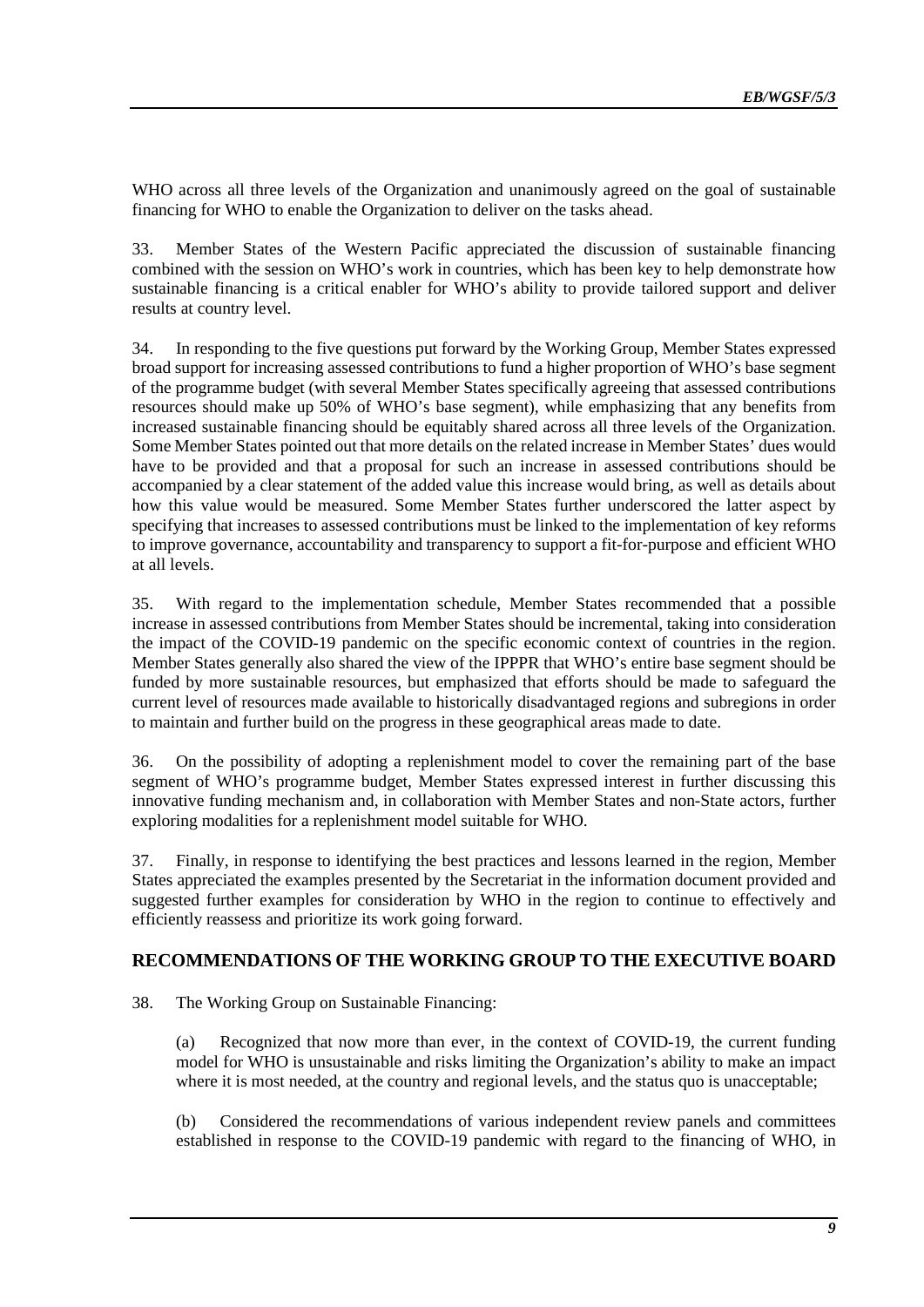WHO across all three levels of the Organization and unanimously agreed on the goal of sustainable financing for WHO to enable the Organization to deliver on the tasks ahead.

33. Member States of the Western Pacific appreciated the discussion of sustainable financing combined with the session on WHO's work in countries, which has been key to help demonstrate how sustainable financing is a critical enabler for WHO's ability to provide tailored support and deliver results at country level.

34. In responding to the five questions put forward by the Working Group, Member States expressed broad support for increasing assessed contributions to fund a higher proportion of WHO's base segment of the programme budget (with several Member States specifically agreeing that assessed contributions resources should make up 50% of WHO's base segment), while emphasizing that any benefits from increased sustainable financing should be equitably shared across all three levels of the Organization. Some Member States pointed out that more details on the related increase in Member States' dues would have to be provided and that a proposal for such an increase in assessed contributions should be accompanied by a clear statement of the added value this increase would bring, as well as details about how this value would be measured. Some Member States further underscored the latter aspect by specifying that increases to assessed contributions must be linked to the implementation of key reforms to improve governance, accountability and transparency to support a fit-for-purpose and efficient WHO at all levels.

35. With regard to the implementation schedule, Member States recommended that a possible increase in assessed contributions from Member States should be incremental, taking into consideration the impact of the COVID-19 pandemic on the specific economic context of countries in the region. Member States generally also shared the view of the IPPPR that WHO's entire base segment should be funded by more sustainable resources, but emphasized that efforts should be made to safeguard the current level of resources made available to historically disadvantaged regions and subregions in order to maintain and further build on the progress in these geographical areas made to date.

36. On the possibility of adopting a replenishment model to cover the remaining part of the base segment of WHO's programme budget, Member States expressed interest in further discussing this innovative funding mechanism and, in collaboration with Member States and non-State actors, further exploring modalities for a replenishment model suitable for WHO.

37. Finally, in response to identifying the best practices and lessons learned in the region, Member States appreciated the examples presented by the Secretariat in the information document provided and suggested further examples for consideration by WHO in the region to continue to effectively and efficiently reassess and prioritize its work going forward.

## RECOMMENDATIONS OF THE WORKING GROUP TO THE EXECUTIVE BOARD

38. The Working Group on Sustainable Financing:

(a) Recognized that now more than ever, in the context of COVID-19, the current funding model for WHO is unsustainable and risks limiting the Organization's ability to make an impact where it is most needed, at the country and regional levels, and the status quo is unacceptable;

(b) Considered the recommendations of various independent review panels and committees established in response to the COVID-19 pandemic with regard to the financing of WHO, in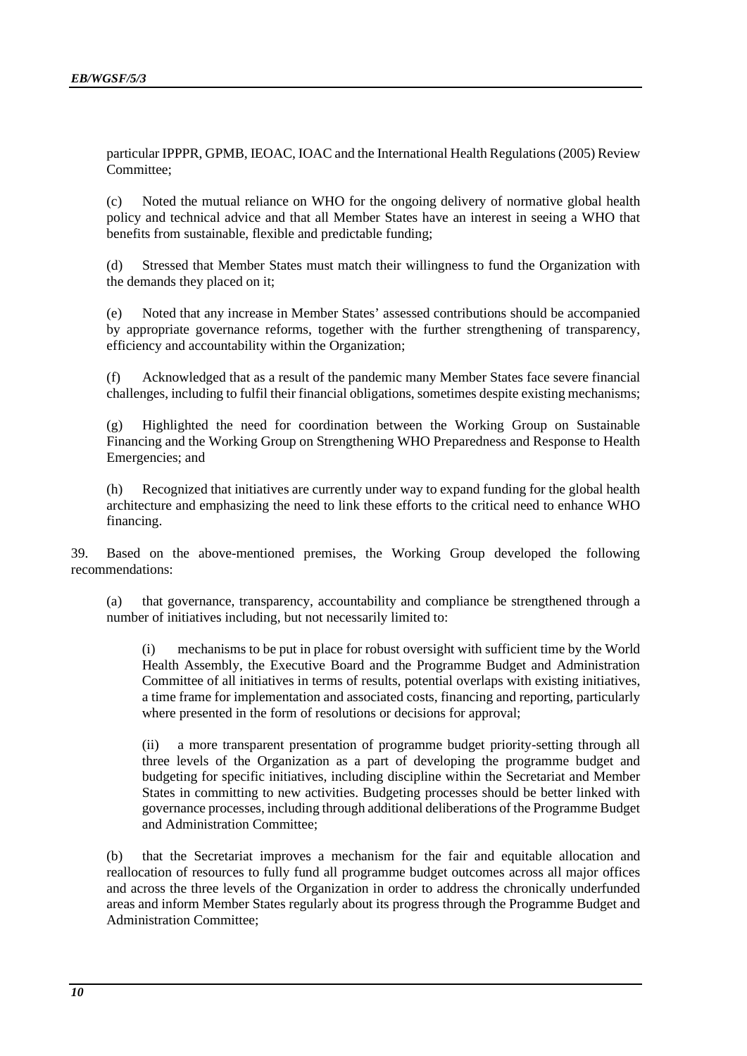particular IPPPR, GPMB, IEOAC, IOAC and the International Health Regulations (2005) Review Committee;

(c) Noted the mutual reliance on WHO for the ongoing delivery of normative global health policy and technical advice and that all Member States have an interest in seeing a WHO that benefits from sustainable, flexible and predictable funding;

(d) Stressed that Member States must match their willingness to fund the Organization with the demands they placed on it;

(e) Noted that any increase in Member States' assessed contributions should be accompanied by appropriate governance reforms, together with the further strengthening of transparency, efficiency and accountability within the Organization;

(f) Acknowledged that as a result of the pandemic many Member States face severe financial challenges, including to fulfil their financial obligations, sometimes despite existing mechanisms;

(g) Highlighted the need for coordination between the Working Group on Sustainable Financing and the Working Group on Strengthening WHO Preparedness and Response to Health Emergencies; and

(h) Recognized that initiatives are currently under way to expand funding for the global health architecture and emphasizing the need to link these efforts to the critical need to enhance WHO financing.

39. Based on the above-mentioned premises, the Working Group developed the following recommendations:

(a) that governance, transparency, accountability and compliance be strengthened through a number of initiatives including, but not necessarily limited to:

(i) mechanisms to be put in place for robust oversight with sufficient time by the World Health Assembly, the Executive Board and the Programme Budget and Administration Committee of all initiatives in terms of results, potential overlaps with existing initiatives, a time frame for implementation and associated costs, financing and reporting, particularly where presented in the form of resolutions or decisions for approval;

(ii) a more transparent presentation of programme budget priority-setting through all three levels of the Organization as a part of developing the programme budget and budgeting for specific initiatives, including discipline within the Secretariat and Member States in committing to new activities. Budgeting processes should be better linked with governance processes, including through additional deliberations of the Programme Budget and Administration Committee;

(b) that the Secretariat improves a mechanism for the fair and equitable allocation and reallocation of resources to fully fund all programme budget outcomes across all major offices and across the three levels of the Organization in order to address the chronically underfunded areas and inform Member States regularly about its progress through the Programme Budget and Administration Committee;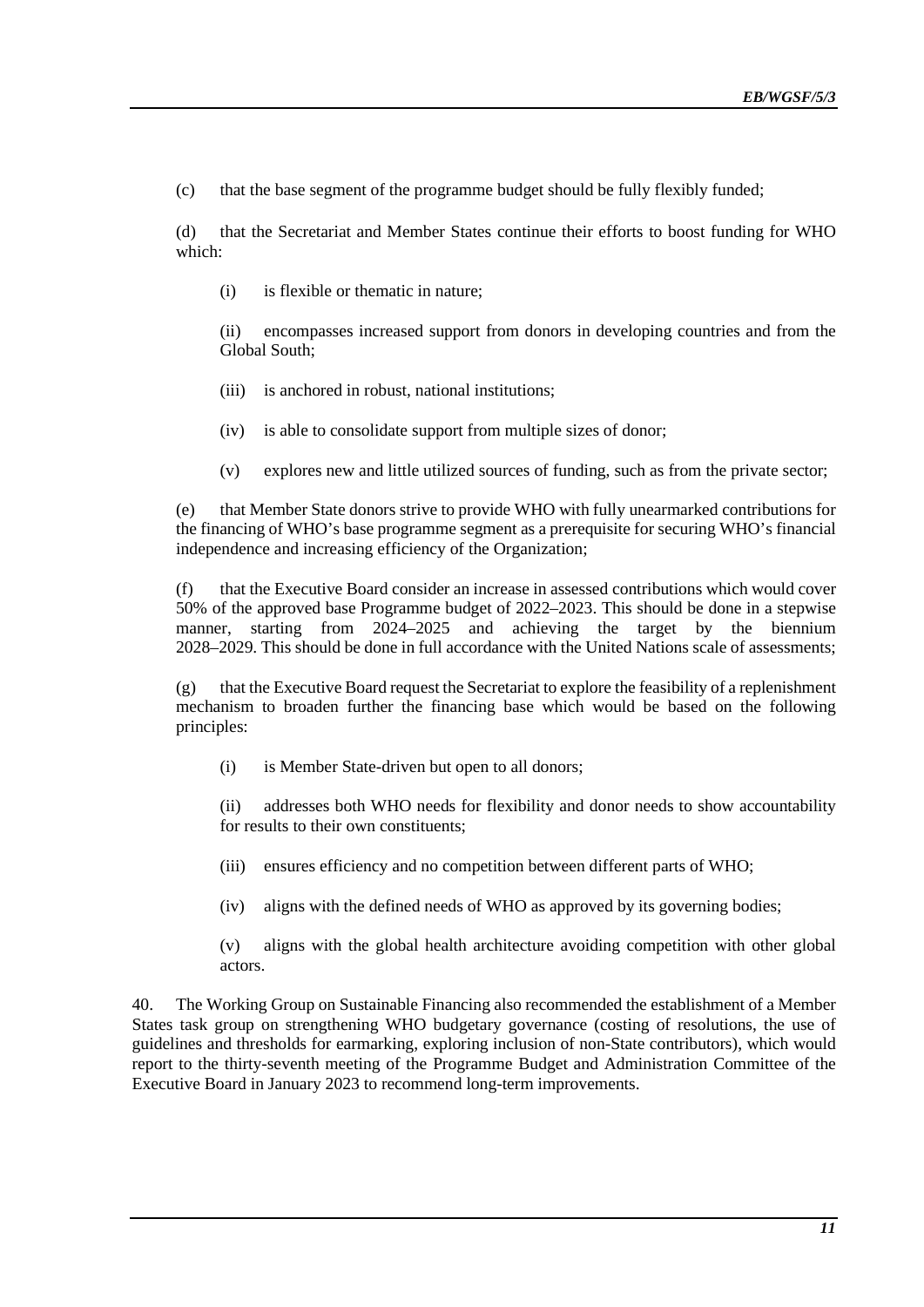(c) that the base segment of the programme budget should be fully flexibly funded;

(d) that the Secretariat and Member States continue their efforts to boost funding for WHO which:

(i) is flexible or thematic in nature;

(ii) encompasses increased support from donors in developing countries and from the Global South;

(iii) is anchored in robust, national institutions;

(iv) is able to consolidate support from multiple sizes of donor;

(v) explores new and little utilized sources of funding, such as from the private sector;

(e) that Member State donors strive to provide WHO with fully unearmarked contributions for the financing of WHO's base programme segment as a prerequisite for securing WHO's financial independence and increasing efficiency of the Organization;

(f) that the Executive Board consider an increase in assessed contributions which would cover 50% of the approved base Programme budget of 2022–2023. This should be done in a stepwise manner, starting from 2024–2025 and achieving the target by the biennium 2028–2029. This should be done in full accordance with the United Nations scale of assessments;

(g) that the Executive Board request the Secretariat to explore the feasibility of a replenishment mechanism to broaden further the financing base which would be based on the following principles:

(i) is Member State-driven but open to all donors;

(ii) addresses both WHO needs for flexibility and donor needs to show accountability for results to their own constituents;

(iii) ensures efficiency and no competition between different parts of WHO;

(iv) aligns with the defined needs of WHO as approved by its governing bodies;

(v) aligns with the global health architecture avoiding competition with other global actors.

40. The Working Group on Sustainable Financing also recommended the establishment of a Member States task group on strengthening WHO budgetary governance (costing of resolutions, the use of guidelines and thresholds for earmarking, exploring inclusion of non-State contributors), which would report to the thirty-seventh meeting of the Programme Budget and Administration Committee of the Executive Board in January 2023 to recommend long-term improvements.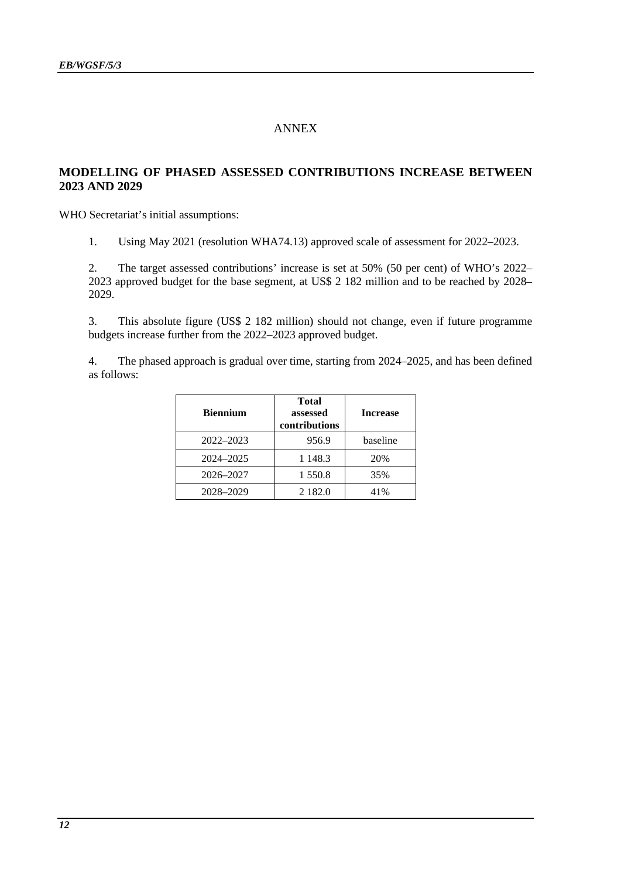# ANNEX

## MODELLING OF PHASED ASSESSED CONTRIBUTIONS INCREASE BETWEEN 2023 AND 2029

WHO Secretariat's initial assumptions:

1. Using May 2021 (resolution WHA74.13) approved scale of assessment for 2022–2023.

2. The target assessed contributions' increase is set at 50% (50 per cent) of WHO's 2022–2023 approved budget for the base segment, at US$ 2 182 million and to be reached by 2028–2029.

3. This absolute figure (US$ 2 182 million) should not change, even if future programme budgets increase further from the 2022–2023 approved budget.

4. The phased approach is gradual over time, starting from 2024–2025, and has been defined as follows:

| Biennium | Total assessed contributions | Increase |
|---|---|---|
| 2022–2023 | 956.9 | baseline |
| 2024–2025 | 1 148.3 | 20% |
| 2026–2027 | 1 550.8 | 35% |
| 2028–2029 | 2 182.0 | 41% |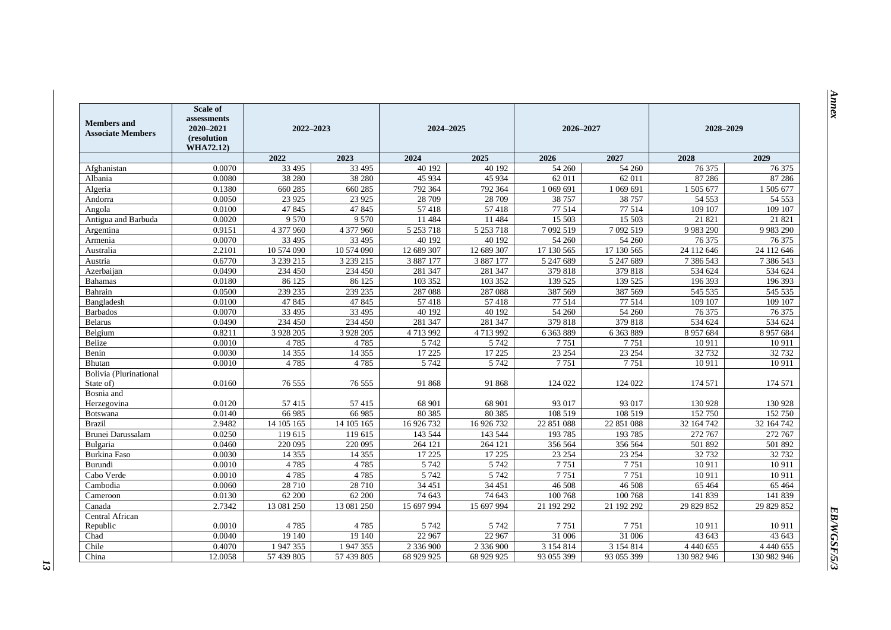| Members and Associate Members | Scale of assessments 2020–2021 (resolution WHA72.12) | 2022–2023 | | 2024–2025 | | 2026–2027 | | 2028–2029 | |
|---|---|---|---|---|---|---|---|---|---|
| | | 2022 | 2023 | 2024 | 2025 | 2026 | 2027 | 2028 | 2029 |
| Afghanistan | 0.0070 | 33 495 | 33 495 | 40 192 | 40 192 | 54 260 | 54 260 | 76 375 | 76 375 |
| Albania | 0.0080 | 38 280 | 38 280 | 45 934 | 45 934 | 62 011 | 62 011 | 87 286 | 87 286 |
| Algeria | 0.1380 | 660 285 | 660 285 | 792 364 | 792 364 | 1 069 691 | 1 069 691 | 1 505 677 | 1 505 677 |
| Andorra | 0.0050 | 23 925 | 23 925 | 28 709 | 28 709 | 38 757 | 38 757 | 54 553 | 54 553 |
| Angola | 0.0100 | 47 845 | 47 845 | 57 418 | 57 418 | 77 514 | 77 514 | 109 107 | 109 107 |
| Antigua and Barbuda | 0.0020 | 9 570 | 9 570 | 11 484 | 11 484 | 15 503 | 15 503 | 21 821 | 21 821 |
| Argentina | 0.9151 | 4 377 960 | 4 377 960 | 5 253 718 | 5 253 718 | 7 092 519 | 7 092 519 | 9 983 290 | 9 983 290 |
| Armenia | 0.0070 | 33 495 | 33 495 | 40 192 | 40 192 | 54 260 | 54 260 | 76 375 | 76 375 |
| Australia | 2.2101 | 10 574 090 | 10 574 090 | 12 689 307 | 12 689 307 | 17 130 565 | 17 130 565 | 24 112 646 | 24 112 646 |
| Austria | 0.6770 | 3 239 215 | 3 239 215 | 3 887 177 | 3 887 177 | 5 247 689 | 5 247 689 | 7 386 543 | 7 386 543 |
| Azerbaijan | 0.0490 | 234 450 | 234 450 | 281 347 | 281 347 | 379 818 | 379 818 | 534 624 | 534 624 |
| Bahamas | 0.0180 | 86 125 | 86 125 | 103 352 | 103 352 | 139 525 | 139 525 | 196 393 | 196 393 |
| Bahrain | 0.0500 | 239 235 | 239 235 | 287 088 | 287 088 | 387 569 | 387 569 | 545 535 | 545 535 |
| Bangladesh | 0.0100 | 47 845 | 47 845 | 57 418 | 57 418 | 77 514 | 77 514 | 109 107 | 109 107 |
| Barbados | 0.0070 | 33 495 | 33 495 | 40 192 | 40 192 | 54 260 | 54 260 | 76 375 | 76 375 |
| Belarus | 0.0490 | 234 450 | 234 450 | 281 347 | 281 347 | 379 818 | 379 818 | 534 624 | 534 624 |
| Belgium | 0.8211 | 3 928 205 | 3 928 205 | 4 713 992 | 4 713 992 | 6 363 889 | 6 363 889 | 8 957 684 | 8 957 684 |
| Belize | 0.0010 | 4 785 | 4 785 | 5 742 | 5 742 | 7 751 | 7 751 | 10 911 | 10 911 |
| Benin | 0.0030 | 14 355 | 14 355 | 17 225 | 17 225 | 23 254 | 23 254 | 32 732 | 32 732 |
| Bhutan | 0.0010 | 4 785 | 4 785 | 5 742 | 5 742 | 7 751 | 7 751 | 10 911 | 10 911 |
| Bolivia (Plurinational State of) | 0.0160 | 76 555 | 76 555 | 91 868 | 91 868 | 124 022 | 124 022 | 174 571 | 174 571 |
| Bosnia and Herzegovina | 0.0120 | 57 415 | 57 415 | 68 901 | 68 901 | 93 017 | 93 017 | 130 928 | 130 928 |
| Botswana | 0.0140 | 66 985 | 66 985 | 80 385 | 80 385 | 108 519 | 108 519 | 152 750 | 152 750 |
| Brazil | 2.9482 | 14 105 165 | 14 105 165 | 16 926 732 | 16 926 732 | 22 851 088 | 22 851 088 | 32 164 742 | 32 164 742 |
| Brunei Darussalam | 0.0250 | 119 615 | 119 615 | 143 544 | 143 544 | 193 785 | 193 785 | 272 767 | 272 767 |
| Bulgaria | 0.0460 | 220 095 | 220 095 | 264 121 | 264 121 | 356 564 | 356 564 | 501 892 | 501 892 |
| Burkina Faso | 0.0030 | 14 355 | 14 355 | 17 225 | 17 225 | 23 254 | 23 254 | 32 732 | 32 732 |
| Burundi | 0.0010 | 4 785 | 4 785 | 5 742 | 5 742 | 7 751 | 7 751 | 10 911 | 10 911 |
| Cabo Verde | 0.0010 | 4 785 | 4 785 | 5 742 | 5 742 | 7 751 | 7 751 | 10 911 | 10 911 |
| Cambodia | 0.0060 | 28 710 | 28 710 | 34 451 | 34 451 | 46 508 | 46 508 | 65 464 | 65 464 |
| Cameroon | 0.0130 | 62 200 | 62 200 | 74 643 | 74 643 | 100 768 | 100 768 | 141 839 | 141 839 |
| Canada | 2.7342 | 13 081 250 | 13 081 250 | 15 697 994 | 15 697 994 | 21 192 292 | 21 192 292 | 29 829 852 | 29 829 852 |
| Central African Republic | 0.0010 | 4 785 | 4 785 | 5 742 | 5 742 | 7 751 | 7 751 | 10 911 | 10 911 |
| Chad | 0.0040 | 19 140 | 19 140 | 22 967 | 22 967 | 31 006 | 31 006 | 43 643 | 43 643 |
| Chile | 0.4070 | 1 947 355 | 1 947 355 | 2 336 900 | 2 336 900 | 3 154 814 | 3 154 814 | 4 440 655 | 4 440 655 |
| China | 12.0058 | 57 439 805 | 57 439 805 | 68 929 925 | 68 929 925 | 93 055 399 | 93 055 399 | 130 982 946 | 130 982 946 |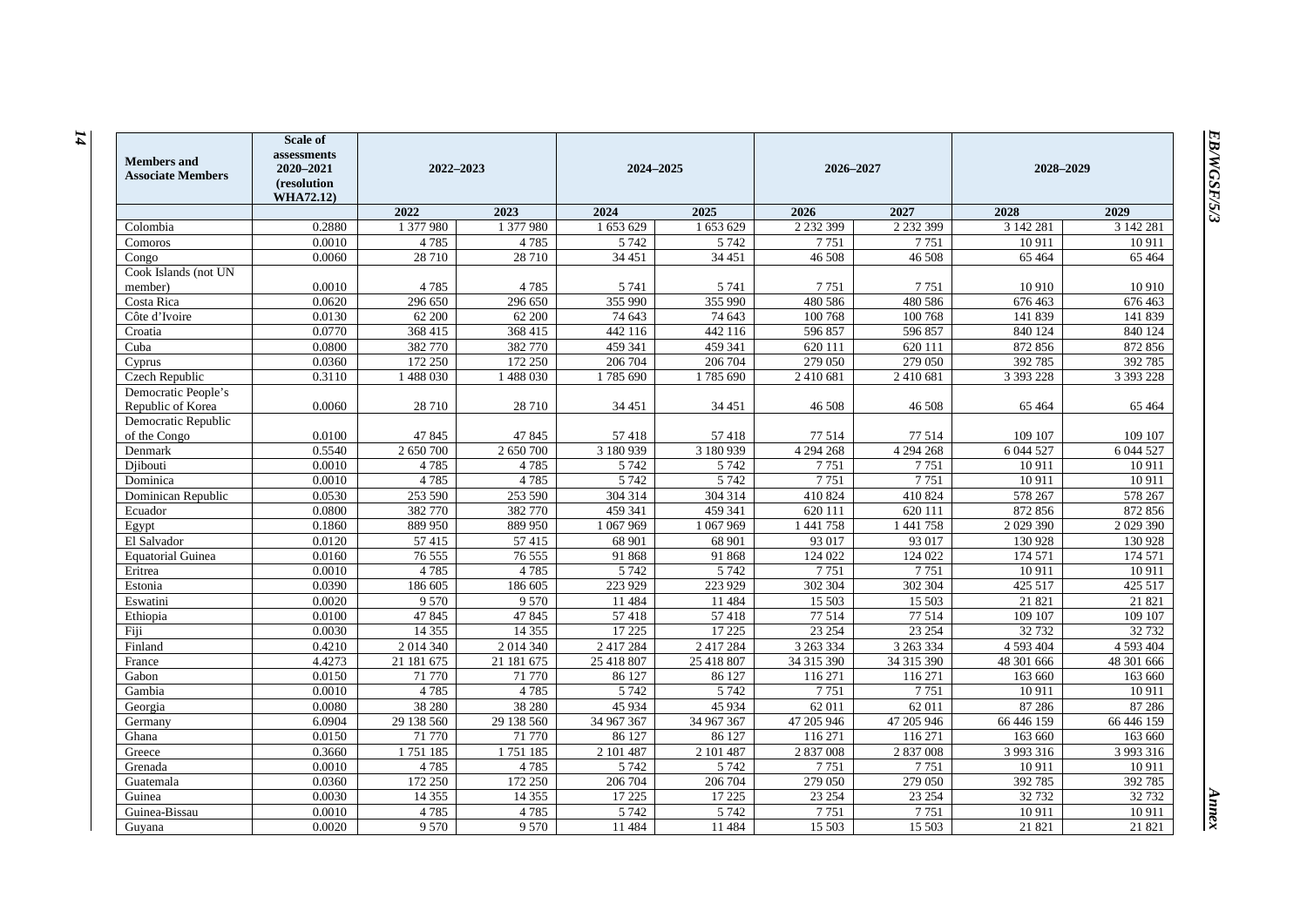| Members and Associate Members | Scale of assessments 2020–2021 (resolution WHA72.12) | 2022–2023 | | 2024–2025 | | 2026–2027 | | 2028–2029 | |
|---|---|---|---|---|---|---|---|---|---|
| | | 2022 | 2023 | 2024 | 2025 | 2026 | 2027 | 2028 | 2029 |
| Colombia | 0.2880 | 1 377 980 | 1 377 980 | 1 653 629 | 1 653 629 | 2 232 399 | 2 232 399 | 3 142 281 | 3 142 281 |
| Comoros | 0.0010 | 4 785 | 4 785 | 5 742 | 5 742 | 7 751 | 7 751 | 10 911 | 10 911 |
| Congo | 0.0060 | 28 710 | 28 710 | 34 451 | 34 451 | 46 508 | 46 508 | 65 464 | 65 464 |
| Cook Islands (not UN member) | 0.0010 | 4 785 | 4 785 | 5 741 | 5 741 | 7 751 | 7 751 | 10 910 | 10 910 |
| Costa Rica | 0.0620 | 296 650 | 296 650 | 355 990 | 355 990 | 480 586 | 480 586 | 676 463 | 676 463 |
| Côte d'Ivoire | 0.0130 | 62 200 | 62 200 | 74 643 | 74 643 | 100 768 | 100 768 | 141 839 | 141 839 |
| Croatia | 0.0770 | 368 415 | 368 415 | 442 116 | 442 116 | 596 857 | 596 857 | 840 124 | 840 124 |
| Cuba | 0.0800 | 382 770 | 382 770 | 459 341 | 459 341 | 620 111 | 620 111 | 872 856 | 872 856 |
| Cyprus | 0.0360 | 172 250 | 172 250 | 206 704 | 206 704 | 279 050 | 279 050 | 392 785 | 392 785 |
| Czech Republic | 0.3110 | 1 488 030 | 1 488 030 | 1 785 690 | 1 785 690 | 2 410 681 | 2 410 681 | 3 393 228 | 3 393 228 |
| Democratic People's Republic of Korea | 0.0060 | 28 710 | 28 710 | 34 451 | 34 451 | 46 508 | 46 508 | 65 464 | 65 464 |
| Democratic Republic of the Congo | 0.0100 | 47 845 | 47 845 | 57 418 | 57 418 | 77 514 | 77 514 | 109 107 | 109 107 |
| Denmark | 0.5540 | 2 650 700 | 2 650 700 | 3 180 939 | 3 180 939 | 4 294 268 | 4 294 268 | 6 044 527 | 6 044 527 |
| Djibouti | 0.0010 | 4 785 | 4 785 | 5 742 | 5 742 | 7 751 | 7 751 | 10 911 | 10 911 |
| Dominica | 0.0010 | 4 785 | 4 785 | 5 742 | 5 742 | 7 751 | 7 751 | 10 911 | 10 911 |
| Dominican Republic | 0.0530 | 253 590 | 253 590 | 304 314 | 304 314 | 410 824 | 410 824 | 578 267 | 578 267 |
| Ecuador | 0.0800 | 382 770 | 382 770 | 459 341 | 459 341 | 620 111 | 620 111 | 872 856 | 872 856 |
| Egypt | 0.1860 | 889 950 | 889 950 | 1 067 969 | 1 067 969 | 1 441 758 | 1 441 758 | 2 029 390 | 2 029 390 |
| El Salvador | 0.0120 | 57 415 | 57 415 | 68 901 | 68 901 | 93 017 | 93 017 | 130 928 | 130 928 |
| Equatorial Guinea | 0.0160 | 76 555 | 76 555 | 91 868 | 91 868 | 124 022 | 124 022 | 174 571 | 174 571 |
| Eritrea | 0.0010 | 4 785 | 4 785 | 5 742 | 5 742 | 7 751 | 7 751 | 10 911 | 10 911 |
| Estonia | 0.0390 | 186 605 | 186 605 | 223 929 | 223 929 | 302 304 | 302 304 | 425 517 | 425 517 |
| Eswatini | 0.0020 | 9 570 | 9 570 | 11 484 | 11 484 | 15 503 | 15 503 | 21 821 | 21 821 |
| Ethiopia | 0.0100 | 47 845 | 47 845 | 57 418 | 57 418 | 77 514 | 77 514 | 109 107 | 109 107 |
| Fiji | 0.0030 | 14 355 | 14 355 | 17 225 | 17 225 | 23 254 | 23 254 | 32 732 | 32 732 |
| Finland | 0.4210 | 2 014 340 | 2 014 340 | 2 417 284 | 2 417 284 | 3 263 334 | 3 263 334 | 4 593 404 | 4 593 404 |
| France | 4.4273 | 21 181 675 | 21 181 675 | 25 418 807 | 25 418 807 | 34 315 390 | 34 315 390 | 48 301 666 | 48 301 666 |
| Gabon | 0.0150 | 71 770 | 71 770 | 86 127 | 86 127 | 116 271 | 116 271 | 163 660 | 163 660 |
| Gambia | 0.0010 | 4 785 | 4 785 | 5 742 | 5 742 | 7 751 | 7 751 | 10 911 | 10 911 |
| Georgia | 0.0080 | 38 280 | 38 280 | 45 934 | 45 934 | 62 011 | 62 011 | 87 286 | 87 286 |
| Germany | 6.0904 | 29 138 560 | 29 138 560 | 34 967 367 | 34 967 367 | 47 205 946 | 47 205 946 | 66 446 159 | 66 446 159 |
| Ghana | 0.0150 | 71 770 | 71 770 | 86 127 | 86 127 | 116 271 | 116 271 | 163 660 | 163 660 |
| Greece | 0.3660 | 1 751 185 | 1 751 185 | 2 101 487 | 2 101 487 | 2 837 008 | 2 837 008 | 3 993 316 | 3 993 316 |
| Grenada | 0.0010 | 4 785 | 4 785 | 5 742 | 5 742 | 7 751 | 7 751 | 10 911 | 10 911 |
| Guatemala | 0.0360 | 172 250 | 172 250 | 206 704 | 206 704 | 279 050 | 279 050 | 392 785 | 392 785 |
| Guinea | 0.0030 | 14 355 | 14 355 | 17 225 | 17 225 | 23 254 | 23 254 | 32 732 | 32 732 |
| Guinea-Bissau | 0.0010 | 4 785 | 4 785 | 5 742 | 5 742 | 7 751 | 7 751 | 10 911 | 10 911 |
| Guyana | 0.0020 | 9 570 | 9 570 | 11 484 | 11 484 | 15 503 | 15 503 | 21 821 | 21 821 |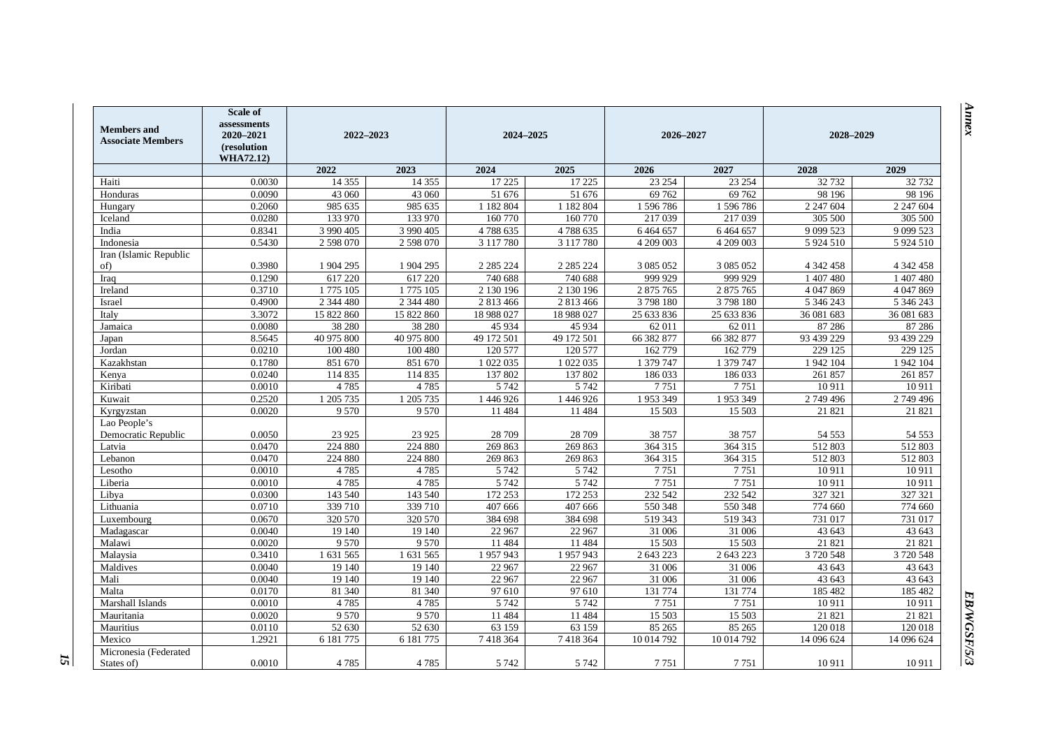| Members and Associate Members | Scale of assessments 2020–2021 (resolution WHA72.12) | 2022–2023 | | 2024–2025 | | 2026–2027 | | 2028–2029 | |
|---|---|---|---|---|---|---|---|---|---|
| | | 2022 | 2023 | 2024 | 2025 | 2026 | 2027 | 2028 | 2029 |
| Haiti | 0.0030 | 14 355 | 14 355 | 17 225 | 17 225 | 23 254 | 23 254 | 32 732 | 32 732 |
| Honduras | 0.0090 | 43 060 | 43 060 | 51 676 | 51 676 | 69 762 | 69 762 | 98 196 | 98 196 |
| Hungary | 0.2060 | 985 635 | 985 635 | 1 182 804 | 1 182 804 | 1 596 786 | 1 596 786 | 2 247 604 | 2 247 604 |
| Iceland | 0.0280 | 133 970 | 133 970 | 160 770 | 160 770 | 217 039 | 217 039 | 305 500 | 305 500 |
| India | 0.8341 | 3 990 405 | 3 990 405 | 4 788 635 | 4 788 635 | 6 464 657 | 6 464 657 | 9 099 523 | 9 099 523 |
| Indonesia | 0.5430 | 2 598 070 | 2 598 070 | 3 117 780 | 3 117 780 | 4 209 003 | 4 209 003 | 5 924 510 | 5 924 510 |
| Iran (Islamic Republic of) | 0.3980 | 1 904 295 | 1 904 295 | 2 285 224 | 2 285 224 | 3 085 052 | 3 085 052 | 4 342 458 | 4 342 458 |
| Iraq | 0.1290 | 617 220 | 617 220 | 740 688 | 740 688 | 999 929 | 999 929 | 1 407 480 | 1 407 480 |
| Ireland | 0.3710 | 1 775 105 | 1 775 105 | 2 130 196 | 2 130 196 | 2 875 765 | 2 875 765 | 4 047 869 | 4 047 869 |
| Israel | 0.4900 | 2 344 480 | 2 344 480 | 2 813 466 | 2 813 466 | 3 798 180 | 3 798 180 | 5 346 243 | 5 346 243 |
| Italy | 3.3072 | 15 822 860 | 15 822 860 | 18 988 027 | 18 988 027 | 25 633 836 | 25 633 836 | 36 081 683 | 36 081 683 |
| Jamaica | 0.0080 | 38 280 | 38 280 | 45 934 | 45 934 | 62 011 | 62 011 | 87 286 | 87 286 |
| Japan | 8.5645 | 40 975 800 | 40 975 800 | 49 172 501 | 49 172 501 | 66 382 877 | 66 382 877 | 93 439 229 | 93 439 229 |
| Jordan | 0.0210 | 100 480 | 100 480 | 120 577 | 120 577 | 162 779 | 162 779 | 229 125 | 229 125 |
| Kazakhstan | 0.1780 | 851 670 | 851 670 | 1 022 035 | 1 022 035 | 1 379 747 | 1 379 747 | 1 942 104 | 1 942 104 |
| Kenya | 0.0240 | 114 835 | 114 835 | 137 802 | 137 802 | 186 033 | 186 033 | 261 857 | 261 857 |
| Kiribati | 0.0010 | 4 785 | 4 785 | 5 742 | 5 742 | 7 751 | 7 751 | 10 911 | 10 911 |
| Kuwait | 0.2520 | 1 205 735 | 1 205 735 | 1 446 926 | 1 446 926 | 1 953 349 | 1 953 349 | 2 749 496 | 2 749 496 |
| Kyrgyzstan | 0.0020 | 9 570 | 9 570 | 11 484 | 11 484 | 15 503 | 15 503 | 21 821 | 21 821 |
| Lao People's Democratic Republic | 0.0050 | 23 925 | 23 925 | 28 709 | 28 709 | 38 757 | 38 757 | 54 553 | 54 553 |
| Latvia | 0.0470 | 224 880 | 224 880 | 269 863 | 269 863 | 364 315 | 364 315 | 512 803 | 512 803 |
| Lebanon | 0.0470 | 224 880 | 224 880 | 269 863 | 269 863 | 364 315 | 364 315 | 512 803 | 512 803 |
| Lesotho | 0.0010 | 4 785 | 4 785 | 5 742 | 5 742 | 7 751 | 7 751 | 10 911 | 10 911 |
| Liberia | 0.0010 | 4 785 | 4 785 | 5 742 | 5 742 | 7 751 | 7 751 | 10 911 | 10 911 |
| Libya | 0.0300 | 143 540 | 143 540 | 172 253 | 172 253 | 232 542 | 232 542 | 327 321 | 327 321 |
| Lithuania | 0.0710 | 339 710 | 339 710 | 407 666 | 407 666 | 550 348 | 550 348 | 774 660 | 774 660 |
| Luxembourg | 0.0670 | 320 570 | 320 570 | 384 698 | 384 698 | 519 343 | 519 343 | 731 017 | 731 017 |
| Madagascar | 0.0040 | 19 140 | 19 140 | 22 967 | 22 967 | 31 006 | 31 006 | 43 643 | 43 643 |
| Malawi | 0.0020 | 9 570 | 9 570 | 11 484 | 11 484 | 15 503 | 15 503 | 21 821 | 21 821 |
| Malaysia | 0.3410 | 1 631 565 | 1 631 565 | 1 957 943 | 1 957 943 | 2 643 223 | 2 643 223 | 3 720 548 | 3 720 548 |
| Maldives | 0.0040 | 19 140 | 19 140 | 22 967 | 22 967 | 31 006 | 31 006 | 43 643 | 43 643 |
| Mali | 0.0040 | 19 140 | 19 140 | 22 967 | 22 967 | 31 006 | 31 006 | 43 643 | 43 643 |
| Malta | 0.0170 | 81 340 | 81 340 | 97 610 | 97 610 | 131 774 | 131 774 | 185 482 | 185 482 |
| Marshall Islands | 0.0010 | 4 785 | 4 785 | 5 742 | 5 742 | 7 751 | 7 751 | 10 911 | 10 911 |
| Mauritania | 0.0020 | 9 570 | 9 570 | 11 484 | 11 484 | 15 503 | 15 503 | 21 821 | 21 821 |
| Mauritius | 0.0110 | 52 630 | 52 630 | 63 159 | 63 159 | 85 265 | 85 265 | 120 018 | 120 018 |
| Mexico | 1.2921 | 6 181 775 | 6 181 775 | 7 418 364 | 7 418 364 | 10 014 792 | 10 014 792 | 14 096 624 | 14 096 624 |
| Micronesia (Federated States of) | 0.0010 | 4 785 | 4 785 | 5 742 | 5 742 | 7 751 | 7 751 | 10 911 | 10 911 |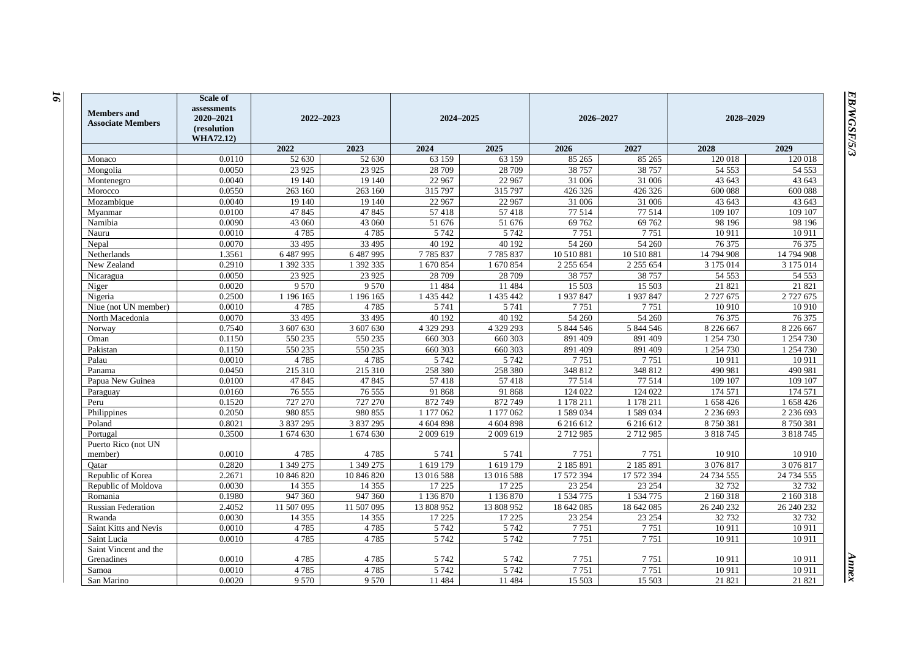| Members and Associate Members | Scale of assessments 2020–2021 (resolution WHA72.12) | 2022–2023 | | 2024–2025 | | 2026–2027 | | 2028–2029 | |
|---|---|---|---|---|---|---|---|---|---|
| | | 2022 | 2023 | 2024 | 2025 | 2026 | 2027 | 2028 | 2029 |
| Monaco | 0.0110 | 52 630 | 52 630 | 63 159 | 63 159 | 85 265 | 85 265 | 120 018 | 120 018 |
| Mongolia | 0.0050 | 23 925 | 23 925 | 28 709 | 28 709 | 38 757 | 38 757 | 54 553 | 54 553 |
| Montenegro | 0.0040 | 19 140 | 19 140 | 22 967 | 22 967 | 31 006 | 31 006 | 43 643 | 43 643 |
| Morocco | 0.0550 | 263 160 | 263 160 | 315 797 | 315 797 | 426 326 | 426 326 | 600 088 | 600 088 |
| Mozambique | 0.0040 | 19 140 | 19 140 | 22 967 | 22 967 | 31 006 | 31 006 | 43 643 | 43 643 |
| Myanmar | 0.0100 | 47 845 | 47 845 | 57 418 | 57 418 | 77 514 | 77 514 | 109 107 | 109 107 |
| Namibia | 0.0090 | 43 060 | 43 060 | 51 676 | 51 676 | 69 762 | 69 762 | 98 196 | 98 196 |
| Nauru | 0.0010 | 4 785 | 4 785 | 5 742 | 5 742 | 7 751 | 7 751 | 10 911 | 10 911 |
| Nepal | 0.0070 | 33 495 | 33 495 | 40 192 | 40 192 | 54 260 | 54 260 | 76 375 | 76 375 |
| Netherlands | 1.3561 | 6 487 995 | 6 487 995 | 7 785 837 | 7 785 837 | 10 510 881 | 10 510 881 | 14 794 908 | 14 794 908 |
| New Zealand | 0.2910 | 1 392 335 | 1 392 335 | 1 670 854 | 1 670 854 | 2 255 654 | 2 255 654 | 3 175 014 | 3 175 014 |
| Nicaragua | 0.0050 | 23 925 | 23 925 | 28 709 | 28 709 | 38 757 | 38 757 | 54 553 | 54 553 |
| Niger | 0.0020 | 9 570 | 9 570 | 11 484 | 11 484 | 15 503 | 15 503 | 21 821 | 21 821 |
| Nigeria | 0.2500 | 1 196 165 | 1 196 165 | 1 435 442 | 1 435 442 | 1 937 847 | 1 937 847 | 2 727 675 | 2 727 675 |
| Niue (not UN member) | 0.0010 | 4 785 | 4 785 | 5 741 | 5 741 | 7 751 | 7 751 | 10 910 | 10 910 |
| North Macedonia | 0.0070 | 33 495 | 33 495 | 40 192 | 40 192 | 54 260 | 54 260 | 76 375 | 76 375 |
| Norway | 0.7540 | 3 607 630 | 3 607 630 | 4 329 293 | 4 329 293 | 5 844 546 | 5 844 546 | 8 226 667 | 8 226 667 |
| Oman | 0.1150 | 550 235 | 550 235 | 660 303 | 660 303 | 891 409 | 891 409 | 1 254 730 | 1 254 730 |
| Pakistan | 0.1150 | 550 235 | 550 235 | 660 303 | 660 303 | 891 409 | 891 409 | 1 254 730 | 1 254 730 |
| Palau | 0.0010 | 4 785 | 4 785 | 5 742 | 5 742 | 7 751 | 7 751 | 10 911 | 10 911 |
| Panama | 0.0450 | 215 310 | 215 310 | 258 380 | 258 380 | 348 812 | 348 812 | 490 981 | 490 981 |
| Papua New Guinea | 0.0100 | 47 845 | 47 845 | 57 418 | 57 418 | 77 514 | 77 514 | 109 107 | 109 107 |
| Paraguay | 0.0160 | 76 555 | 76 555 | 91 868 | 91 868 | 124 022 | 124 022 | 174 571 | 174 571 |
| Peru | 0.1520 | 727 270 | 727 270 | 872 749 | 872 749 | 1 178 211 | 1 178 211 | 1 658 426 | 1 658 426 |
| Philippines | 0.2050 | 980 855 | 980 855 | 1 177 062 | 1 177 062 | 1 589 034 | 1 589 034 | 2 236 693 | 2 236 693 |
| Poland | 0.8021 | 3 837 295 | 3 837 295 | 4 604 898 | 4 604 898 | 6 216 612 | 6 216 612 | 8 750 381 | 8 750 381 |
| Portugal | 0.3500 | 1 674 630 | 1 674 630 | 2 009 619 | 2 009 619 | 2 712 985 | 2 712 985 | 3 818 745 | 3 818 745 |
| Puerto Rico (not UN member) | 0.0010 | 4 785 | 4 785 | 5 741 | 5 741 | 7 751 | 7 751 | 10 910 | 10 910 |
| Qatar | 0.2820 | 1 349 275 | 1 349 275 | 1 619 179 | 1 619 179 | 2 185 891 | 2 185 891 | 3 076 817 | 3 076 817 |
| Republic of Korea | 2.2671 | 10 846 820 | 10 846 820 | 13 016 588 | 13 016 588 | 17 572 394 | 17 572 394 | 24 734 555 | 24 734 555 |
| Republic of Moldova | 0.0030 | 14 355 | 14 355 | 17 225 | 17 225 | 23 254 | 23 254 | 32 732 | 32 732 |
| Romania | 0.1980 | 947 360 | 947 360 | 1 136 870 | 1 136 870 | 1 534 775 | 1 534 775 | 2 160 318 | 2 160 318 |
| Russian Federation | 2.4052 | 11 507 095 | 11 507 095 | 13 808 952 | 13 808 952 | 18 642 085 | 18 642 085 | 26 240 232 | 26 240 232 |
| Rwanda | 0.0030 | 14 355 | 14 355 | 17 225 | 17 225 | 23 254 | 23 254 | 32 732 | 32 732 |
| Saint Kitts and Nevis | 0.0010 | 4 785 | 4 785 | 5 742 | 5 742 | 7 751 | 7 751 | 10 911 | 10 911 |
| Saint Lucia | 0.0010 | 4 785 | 4 785 | 5 742 | 5 742 | 7 751 | 7 751 | 10 911 | 10 911 |
| Saint Vincent and the Grenadines | 0.0010 | 4 785 | 4 785 | 5 742 | 5 742 | 7 751 | 7 751 | 10 911 | 10 911 |
| Samoa | 0.0010 | 4 785 | 4 785 | 5 742 | 5 742 | 7 751 | 7 751 | 10 911 | 10 911 |
| San Marino | 0.0020 | 9 570 | 9 570 | 11 484 | 11 484 | 15 503 | 15 503 | 21 821 | 21 821 |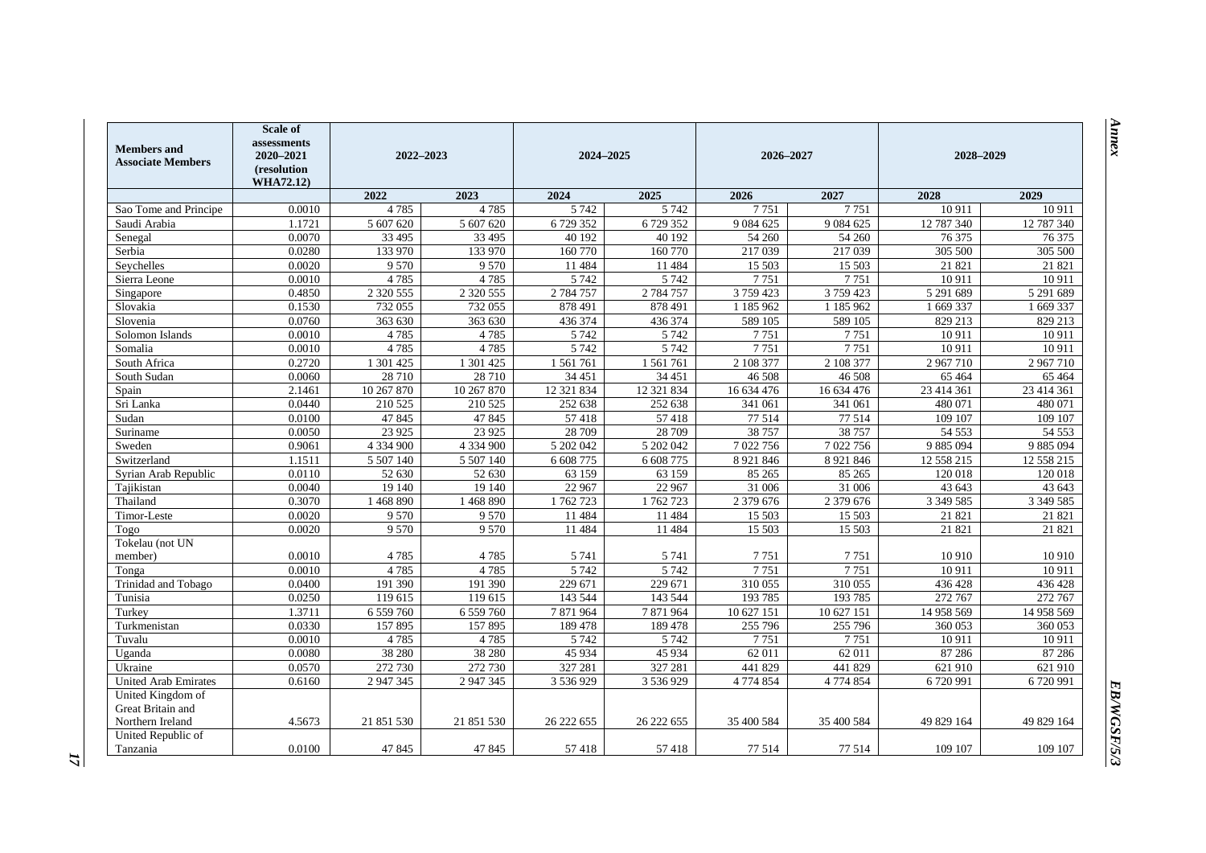| Members and Associate Members | Scale of assessments 2020–2021 (resolution WHA72.12) | 2022–2023 | | 2024–2025 | | 2026–2027 | | 2028–2029 | |
|---|---|---|---|---|---|---|---|---|---|
| | | 2022 | 2023 | 2024 | 2025 | 2026 | 2027 | 2028 | 2029 |
| Sao Tome and Principe | 0.0010 | 4 785 | 4 785 | 5 742 | 5 742 | 7 751 | 7 751 | 10 911 | 10 911 |
| Saudi Arabia | 1.1721 | 5 607 620 | 5 607 620 | 6 729 352 | 6 729 352 | 9 084 625 | 9 084 625 | 12 787 340 | 12 787 340 |
| Senegal | 0.0070 | 33 495 | 33 495 | 40 192 | 40 192 | 54 260 | 54 260 | 76 375 | 76 375 |
| Serbia | 0.0280 | 133 970 | 133 970 | 160 770 | 160 770 | 217 039 | 217 039 | 305 500 | 305 500 |
| Seychelles | 0.0020 | 9 570 | 9 570 | 11 484 | 11 484 | 15 503 | 15 503 | 21 821 | 21 821 |
| Sierra Leone | 0.0010 | 4 785 | 4 785 | 5 742 | 5 742 | 7 751 | 7 751 | 10 911 | 10 911 |
| Singapore | 0.4850 | 2 320 555 | 2 320 555 | 2 784 757 | 2 784 757 | 3 759 423 | 3 759 423 | 5 291 689 | 5 291 689 |
| Slovakia | 0.1530 | 732 055 | 732 055 | 878 491 | 878 491 | 1 185 962 | 1 185 962 | 1 669 337 | 1 669 337 |
| Slovenia | 0.0760 | 363 630 | 363 630 | 436 374 | 436 374 | 589 105 | 589 105 | 829 213 | 829 213 |
| Solomon Islands | 0.0010 | 4 785 | 4 785 | 5 742 | 5 742 | 7 751 | 7 751 | 10 911 | 10 911 |
| Somalia | 0.0010 | 4 785 | 4 785 | 5 742 | 5 742 | 7 751 | 7 751 | 10 911 | 10 911 |
| South Africa | 0.2720 | 1 301 425 | 1 301 425 | 1 561 761 | 1 561 761 | 2 108 377 | 2 108 377 | 2 967 710 | 2 967 710 |
| South Sudan | 0.0060 | 28 710 | 28 710 | 34 451 | 34 451 | 46 508 | 46 508 | 65 464 | 65 464 |
| Spain | 2.1461 | 10 267 870 | 10 267 870 | 12 321 834 | 12 321 834 | 16 634 476 | 16 634 476 | 23 414 361 | 23 414 361 |
| Sri Lanka | 0.0440 | 210 525 | 210 525 | 252 638 | 252 638 | 341 061 | 341 061 | 480 071 | 480 071 |
| Sudan | 0.0100 | 47 845 | 47 845 | 57 418 | 57 418 | 77 514 | 77 514 | 109 107 | 109 107 |
| Suriname | 0.0050 | 23 925 | 23 925 | 28 709 | 28 709 | 38 757 | 38 757 | 54 553 | 54 553 |
| Sweden | 0.9061 | 4 334 900 | 4 334 900 | 5 202 042 | 5 202 042 | 7 022 756 | 7 022 756 | 9 885 094 | 9 885 094 |
| Switzerland | 1.1511 | 5 507 140 | 5 507 140 | 6 608 775 | 6 608 775 | 8 921 846 | 8 921 846 | 12 558 215 | 12 558 215 |
| Syrian Arab Republic | 0.0110 | 52 630 | 52 630 | 63 159 | 63 159 | 85 265 | 85 265 | 120 018 | 120 018 |
| Tajikistan | 0.0040 | 19 140 | 19 140 | 22 967 | 22 967 | 31 006 | 31 006 | 43 643 | 43 643 |
| Thailand | 0.3070 | 1 468 890 | 1 468 890 | 1 762 723 | 1 762 723 | 2 379 676 | 2 379 676 | 3 349 585 | 3 349 585 |
| Timor-Leste | 0.0020 | 9 570 | 9 570 | 11 484 | 11 484 | 15 503 | 15 503 | 21 821 | 21 821 |
| Togo | 0.0020 | 9 570 | 9 570 | 11 484 | 11 484 | 15 503 | 15 503 | 21 821 | 21 821 |
| Tokelau (not UN member) | 0.0010 | 4 785 | 4 785 | 5 741 | 5 741 | 7 751 | 7 751 | 10 910 | 10 910 |
| Tonga | 0.0010 | 4 785 | 4 785 | 5 742 | 5 742 | 7 751 | 7 751 | 10 911 | 10 911 |
| Trinidad and Tobago | 0.0400 | 191 390 | 191 390 | 229 671 | 229 671 | 310 055 | 310 055 | 436 428 | 436 428 |
| Tunisia | 0.0250 | 119 615 | 119 615 | 143 544 | 143 544 | 193 785 | 193 785 | 272 767 | 272 767 |
| Turkey | 1.3711 | 6 559 760 | 6 559 760 | 7 871 964 | 7 871 964 | 10 627 151 | 10 627 151 | 14 958 569 | 14 958 569 |
| Turkmenistan | 0.0330 | 157 895 | 157 895 | 189 478 | 189 478 | 255 796 | 255 796 | 360 053 | 360 053 |
| Tuvalu | 0.0010 | 4 785 | 4 785 | 5 742 | 5 742 | 7 751 | 7 751 | 10 911 | 10 911 |
| Uganda | 0.0080 | 38 280 | 38 280 | 45 934 | 45 934 | 62 011 | 62 011 | 87 286 | 87 286 |
| Ukraine | 0.0570 | 272 730 | 272 730 | 327 281 | 327 281 | 441 829 | 441 829 | 621 910 | 621 910 |
| United Arab Emirates | 0.6160 | 2 947 345 | 2 947 345 | 3 536 929 | 3 536 929 | 4 774 854 | 4 774 854 | 6 720 991 | 6 720 991 |
| United Kingdom of Great Britain and Northern Ireland | 4.5673 | 21 851 530 | 21 851 530 | 26 222 655 | 26 222 655 | 35 400 584 | 35 400 584 | 49 829 164 | 49 829 164 |
| United Republic of Tanzania | 0.0100 | 47 845 | 47 845 | 57 418 | 57 418 | 77 514 | 77 514 | 109 107 | 109 107 |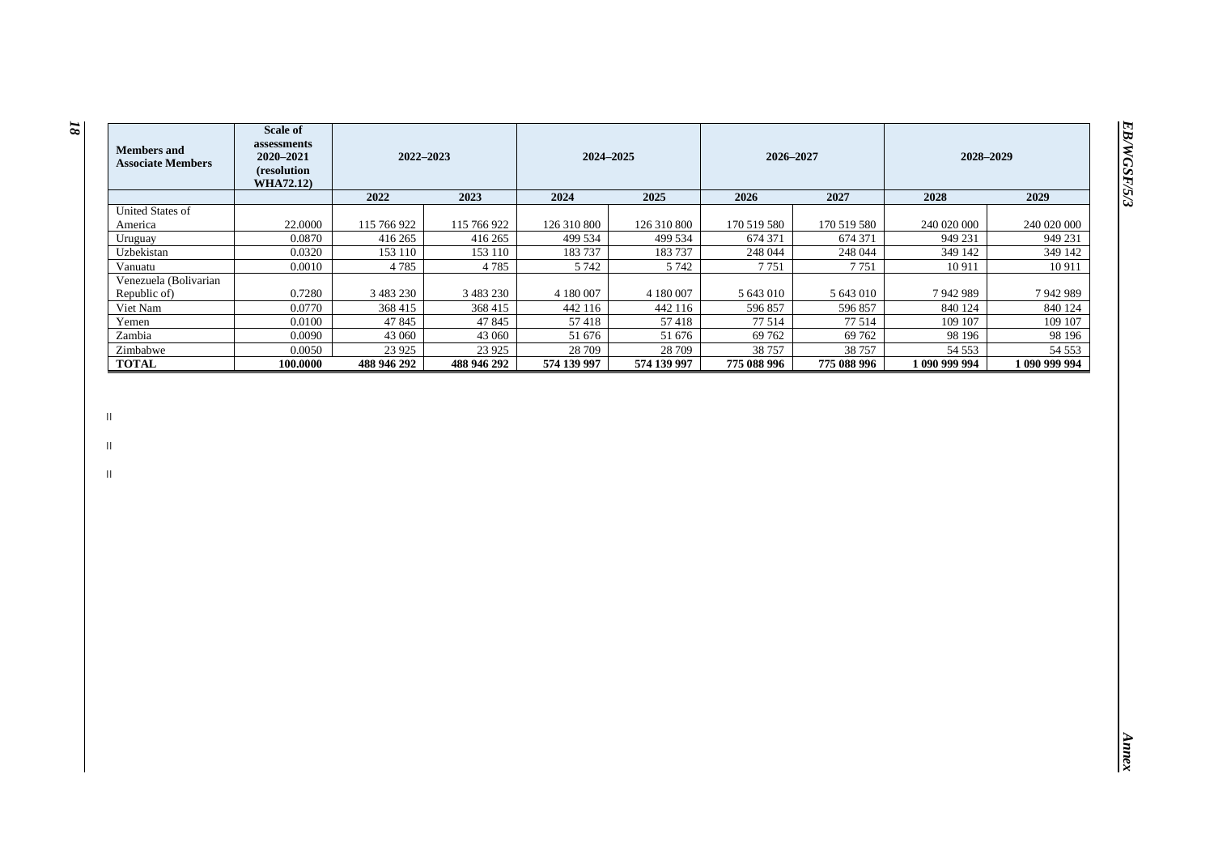| Members and Associate Members | Scale of assessments 2020–2021 (resolution WHA72.12) | 2022–2023 | | 2024–2025 | | 2026–2027 | | 2028–2029 | |
|---|---|---|---|---|---|---|---|---|---|
| | | 2022 | 2023 | 2024 | 2025 | 2026 | 2027 | 2028 | 2029 |
| United States of America | 22.0000 | 115 766 922 | 115 766 922 | 126 310 800 | 126 310 800 | 170 519 580 | 170 519 580 | 240 020 000 | 240 020 000 |
| Uruguay | 0.0870 | 416 265 | 416 265 | 499 534 | 499 534 | 674 371 | 674 371 | 949 231 | 949 231 |
| Uzbekistan | 0.0320 | 153 110 | 153 110 | 183 737 | 183 737 | 248 044 | 248 044 | 349 142 | 349 142 |
| Vanuatu | 0.0010 | 4 785 | 4 785 | 5 742 | 5 742 | 7 751 | 7 751 | 10 911 | 10 911 |
| Venezuela (Bolivarian Republic of) | 0.7280 | 3 483 230 | 3 483 230 | 4 180 007 | 4 180 007 | 5 643 010 | 5 643 010 | 7 942 989 | 7 942 989 |
| Viet Nam | 0.0770 | 368 415 | 368 415 | 442 116 | 442 116 | 596 857 | 596 857 | 840 124 | 840 124 |
| Yemen | 0.0100 | 47 845 | 47 845 | 57 418 | 57 418 | 77 514 | 77 514 | 109 107 | 109 107 |
| Zambia | 0.0090 | 43 060 | 43 060 | 51 676 | 51 676 | 69 762 | 69 762 | 98 196 | 98 196 |
| Zimbabwe | 0.0050 | 23 925 | 23 925 | 28 709 | 28 709 | 38 757 | 38 757 | 54 553 | 54 553 |
| **TOTAL** | **100.0000** | **488 946 292** | **488 946 292** | **574 139 997** | **574 139 997** | **775 088 996** | **775 088 996** | **1 090 999 994** | **1 090 999 994** |

=

=

=